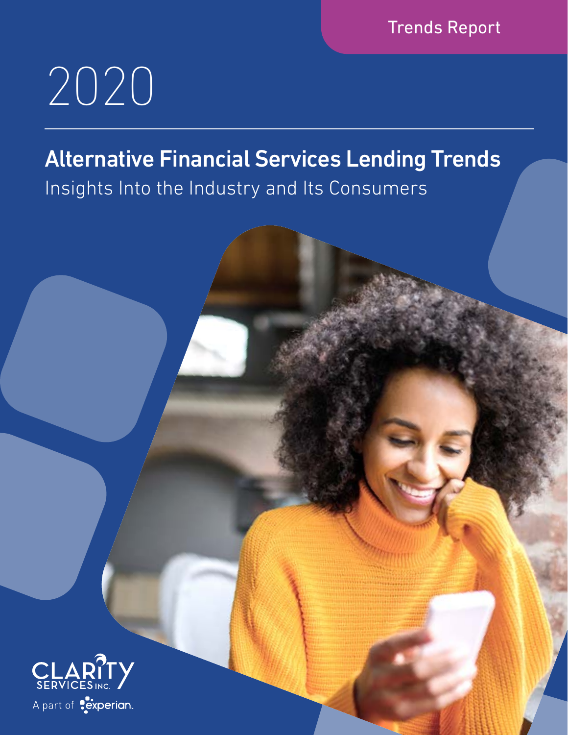Trends Report

# 2020

## Alternative Financial Services Lending Trends

Insights Into the Industry and Its Consumers

CLARITY SERVICES INC.

A part of experian.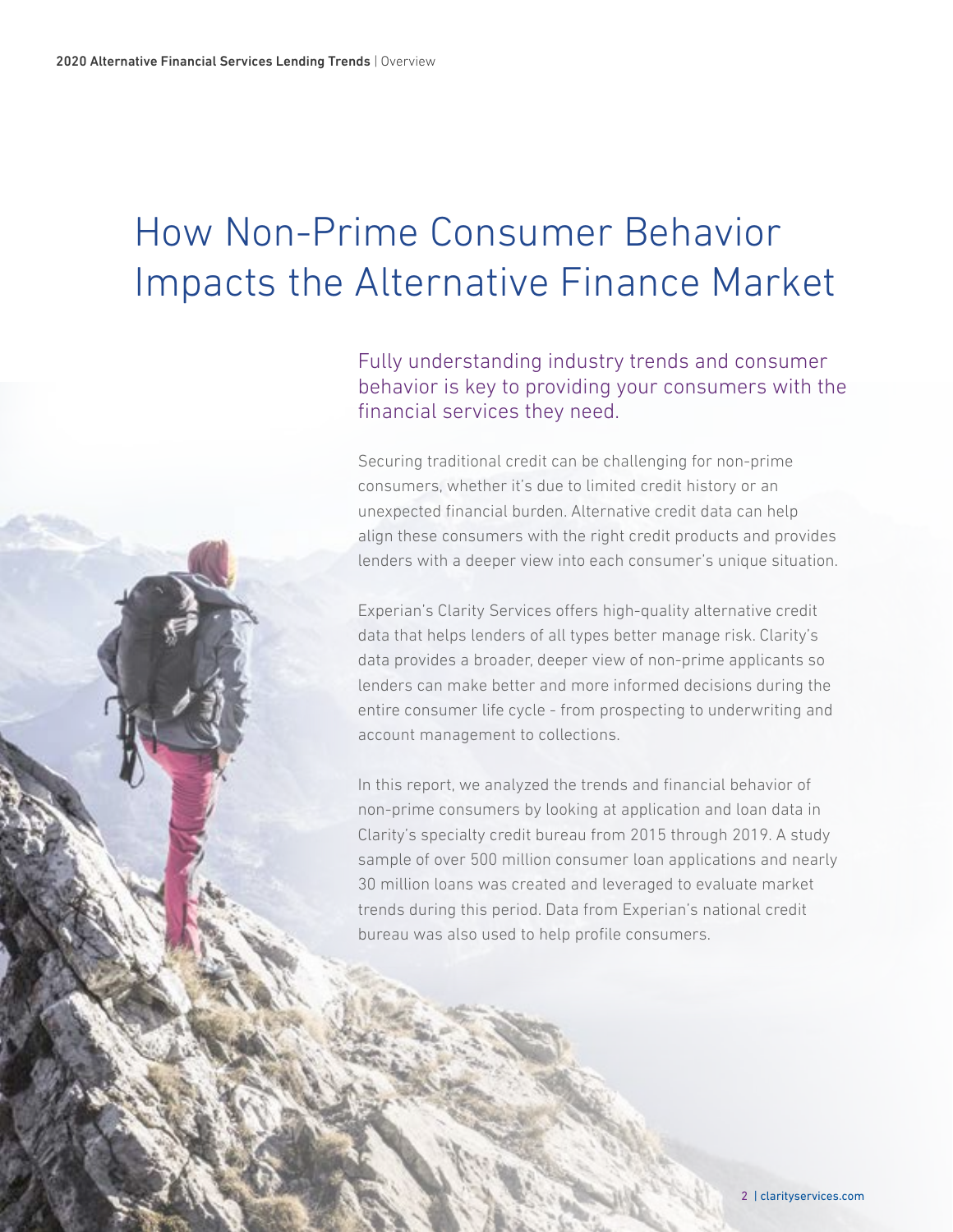# How Non-Prime Consumer Behavior Impacts the Alternative Finance Market

Fully understanding industry trends and consumer behavior is key to providing your consumers with the financial services they need.

Securing traditional credit can be challenging for non-prime consumers, whether it's due to limited credit history or an unexpected financial burden. Alternative credit data can help align these consumers with the right credit products and provides lenders with a deeper view into each consumer's unique situation.

Experian's Clarity Services offers high-quality alternative credit data that helps lenders of all types better manage risk. Clarity's data provides a broader, deeper view of non-prime applicants so lenders can make better and more informed decisions during the entire consumer life cycle - from prospecting to underwriting and account management to collections.

In this report, we analyzed the trends and financial behavior of non-prime consumers by looking at application and loan data in Clarity's specialty credit bureau from 2015 through 2019. A study sample of over 500 million consumer loan applications and nearly 30 million loans was created and leveraged to evaluate market trends during this period. Data from Experian's national credit bureau was also used to help profile consumers.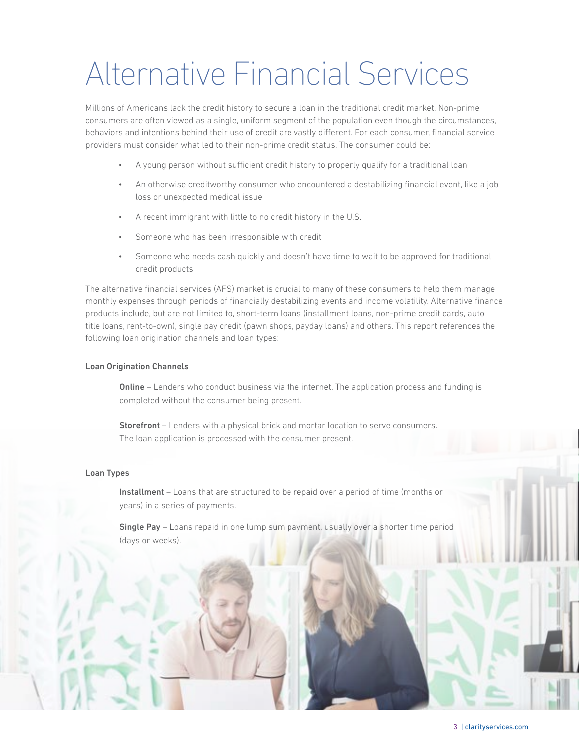# Alternative Financial Services

Millions of Americans lack the credit history to secure a loan in the traditional credit market. Non-prime consumers are often viewed as a single, uniform segment of the population even though the circumstances, behaviors and intentions behind their use of credit are vastly different. For each consumer, financial service providers must consider what led to their non-prime credit status. The consumer could be:

- A young person without sufficient credit history to properly qualify for a traditional loan
- An otherwise creditworthy consumer who encountered a destabilizing financial event, like a job loss or unexpected medical issue
- A recent immigrant with little to no credit history in the U.S.
- Someone who has been irresponsible with credit
- Someone who needs cash quickly and doesn't have time to wait to be approved for traditional credit products

The alternative financial services (AFS) market is crucial to many of these consumers to help them manage monthly expenses through periods of financially destabilizing events and income volatility. Alternative finance products include, but are not limited to, short-term loans (installment loans, non-prime credit cards, auto title loans, rent-to-own), single pay credit (pawn shops, payday loans) and others. This report references the following loan origination channels and loan types:

#### Loan Origination Channels

**Online** – Lenders who conduct business via the internet. The application process and funding is completed without the consumer being present.

**Storefront** – Lenders with a physical brick and mortar location to serve consumers. The loan application is processed with the consumer present.

#### Loan Types

**Installment** – Loans that are structured to be repaid over a period of time (months or years) in a series of payments.

**Single Pay** – Loans repaid in one lump sum payment, usually over a shorter time period (days or weeks).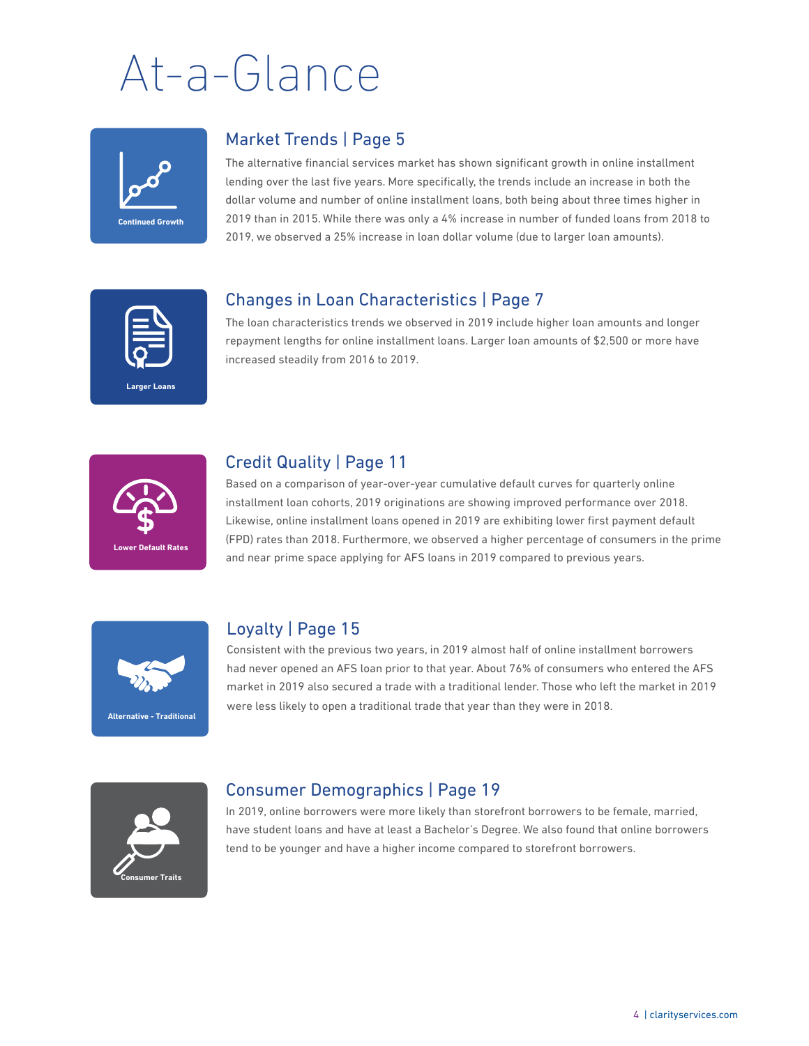# At-a-Glance

Continued Growth

## Market Trends | Page 5

The alternative financial services market has shown significant growth in online installment lending over the last five years. More specifically, the trends include an increase in both the dollar volume and number of online installment loans, both being about three times higher in 2019 than in 2015. While there was only a 4% increase in number of funded loans from 2018 to 2019, we observed a 25% increase in loan dollar volume (due to larger loan amounts).

Larger Loans

## Changes in Loan Characteristics | Page 7

The loan characteristics trends we observed in 2019 include higher loan amounts and longer repayment lengths for online installment loans. Larger loan amounts of $2,500 or more have increased steadily from 2016 to 2019.

Lower Default Rates

## Credit Quality | Page 11

Based on a comparison of year-over-year cumulative default curves for quarterly online installment loan cohorts, 2019 originations are showing improved performance over 2018. Likewise, online installment loans opened in 2019 are exhibiting lower first payment default (FPD) rates than 2018. Furthermore, we observed a higher percentage of consumers in the prime and near prime space applying for AFS loans in 2019 compared to previous years.

Alternative - Traditional

## Loyalty | Page 15

Consistent with the previous two years, in 2019 almost half of online installment borrowers had never opened an AFS loan prior to that year. About 76% of consumers who entered the AFS market in 2019 also secured a trade with a traditional lender. Those who left the market in 2019 were less likely to open a traditional trade that year than they were in 2018.

Consumer Traits

## Consumer Demographics | Page 19

In 2019, online borrowers were more likely than storefront borrowers to be female, married, have student loans and have at least a Bachelor's Degree. We also found that online borrowers tend to be younger and have a higher income compared to storefront borrowers.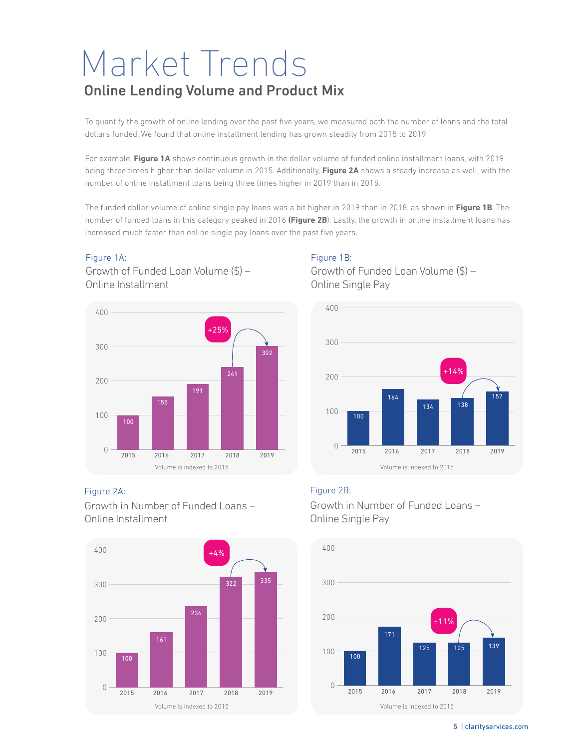# Market Trends

## Online Lending Volume and Product Mix

To quantify the growth of online lending over the past five years, we measured both the number of loans and the total dollars funded. We found that online installment lending has grown steadily from 2015 to 2019.

For example, **Figure 1A** shows continuous growth in the dollar volume of funded online installment loans, with 2019 being three times higher than dollar volume in 2015. Additionally, **Figure 2A** shows a steady increase as well, with the number of online installment loans being three times higher in 2019 than in 2015.

The funded dollar volume of online single pay loans was a bit higher in 2019 than in 2018, as shown in **Figure 1B**. The number of funded loans in this category peaked in 2016 **(Figure 2B**). Lastly, the growth in online installment loans has increased much faster than online single pay loans over the past five years.

Figure 1A:
Growth of Funded Loan Volume ($) – Online Installment

| Year | 2015 | 2016 | 2017 | 2018 | 2019 |
|---|---|---|---|---|---|
| Index | 100 | 155 | 191 | 241 | 302 |

+25% (2018 to 2019)

Volume is indexed to 2015

Figure 1B:
Growth of Funded Loan Volume ($) – Online Single Pay

| Year | 2015 | 2016 | 2017 | 2018 | 2019 |
|---|---|---|---|---|---|
| Index | 100 | 164 | 134 | 138 | 157 |

+14% (2018 to 2019)

Volume is indexed to 2015

Figure 2A:
Growth in Number of Funded Loans – Online Installment

| Year | 2015 | 2016 | 2017 | 2018 | 2019 |
|---|---|---|---|---|---|
| Index | 100 | 161 | 236 | 322 | 335 |

+4% (2018 to 2019)

Volume is indexed to 2015

Figure 2B:
Growth in Number of Funded Loans – Online Single Pay

| Year | 2015 | 2016 | 2017 | 2018 | 2019 |
|---|---|---|---|---|---|
| Index | 100 | 171 | 125 | 125 | 139 |

+11% (2018 to 2019)

Volume is indexed to 2015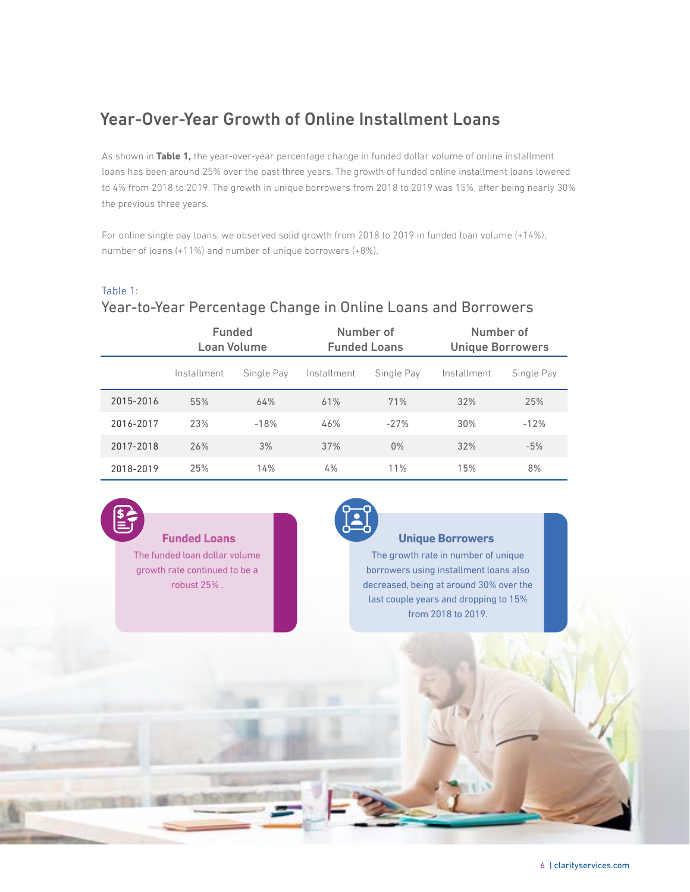## Year-Over-Year Growth of Online Installment Loans

As shown in **Table 1,** the year-over-year percentage change in funded dollar volume of online installment loans has been around 25% over the past three years. The growth of funded online installment loans lowered to 4% from 2018 to 2019. The growth in unique borrowers from 2018 to 2019 was 15%, after being nearly 30% the previous three years.

For online single pay loans, we observed solid growth from 2018 to 2019 in funded loan volume (+14%), number of loans (+11%) and number of unique borrowers (+8%).

Table 1:
Year-to-Year Percentage Change in Online Loans and Borrowers

| | Funded Loan Volume | | Number of Funded Loans | | Number of Unique Borrowers | |
|---|---|---|---|---|---|---|
| | Installment | Single Pay | Installment | Single Pay | Installment | Single Pay |
| 2015-2016 | 55% | 64% | 61% | 71% | 32% | 25% |
| 2016-2017 | 23% | -18% | 46% | -27% | 30% | -12% |
| 2017-2018 | 26% | 3% | 37% | 0% | 32% | -5% |
| 2018-2019 | 25% | 14% | 4% | 11% | 15% | 8% |

**Funded Loans**

The funded loan dollar volume growth rate continued to be a robust 25% .

**Unique Borrowers**

The growth rate in number of unique borrowers using installment loans also decreased, being at around 30% over the last couple years and dropping to 15% from 2018 to 2019.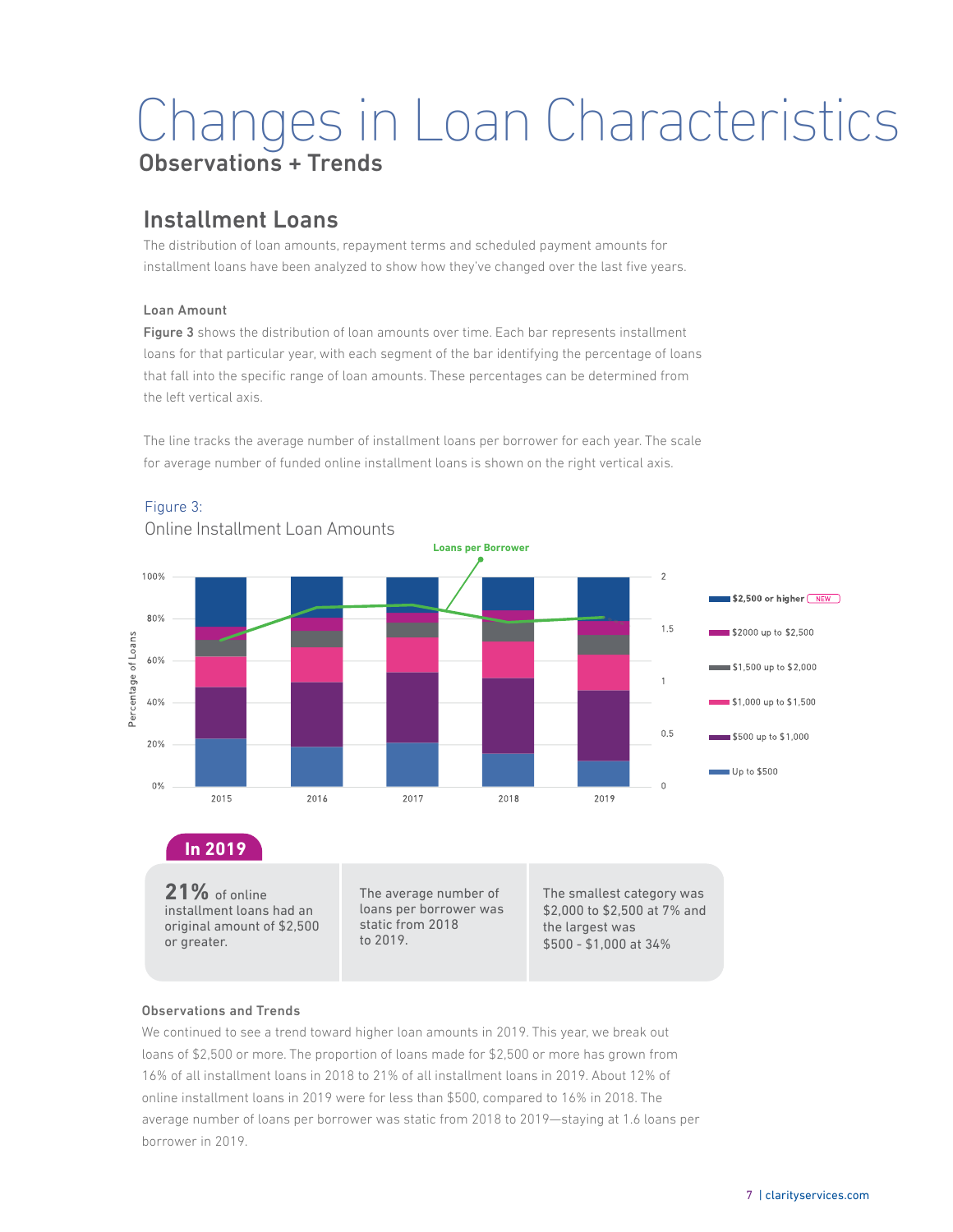# Changes in Loan Characteristics

## Observations + Trends

### Installment Loans

The distribution of loan amounts, repayment terms and scheduled payment amounts for installment loans have been analyzed to show how they've changed over the last five years.

#### Loan Amount

**Figure 3** shows the distribution of loan amounts over time. Each bar represents installment loans for that particular year, with each segment of the bar identifying the percentage of loans that fall into the specific range of loan amounts. These percentages can be determined from the left vertical axis.

The line tracks the average number of installment loans per borrower for each year. The scale for average number of funded online installment loans is shown on the right vertical axis.

Figure 3:

Online Installment Loan Amounts

**In 2019**

**21%** of online installment loans had an original amount of $2,500 or greater.

The average number of loans per borrower was static from 2018 to 2019.

The smallest category was $2,000 to $2,500 at 7% and the largest was $500 - $1,000 at 34%

#### Observations and Trends

We continued to see a trend toward higher loan amounts in 2019. This year, we break out loans of $2,500 or more. The proportion of loans made for $2,500 or more has grown from 16% of all installment loans in 2018 to 21% of all installment loans in 2019. About 12% of online installment loans in 2019 were for less than $500, compared to 16% in 2018. The average number of loans per borrower was static from 2018 to 2019—staying at 1.6 loans per borrower in 2019.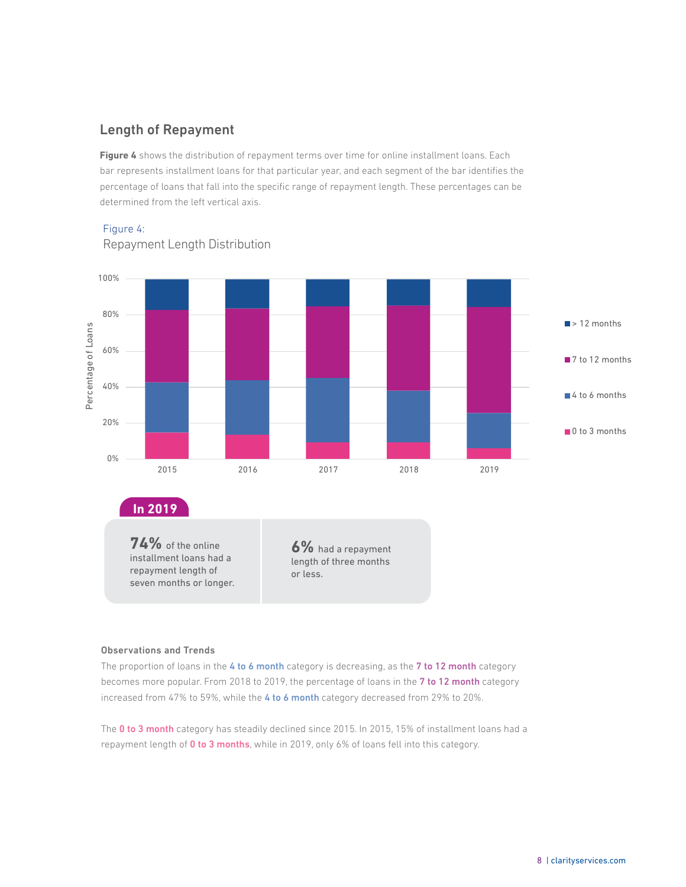## Length of Repayment

**Figure 4** shows the distribution of repayment terms over time for online installment loans. Each bar represents installment loans for that particular year, and each segment of the bar identifies the percentage of loans that fall into the specific range of repayment length. These percentages can be determined from the left vertical axis.

Figure 4:
Repayment Length Distribution

**In 2019**

**74%** of the online installment loans had a repayment length of seven months or longer.

**6%** had a repayment length of three months or less.

#### Observations and Trends

The proportion of loans in the **4 to 6 month** category is decreasing, as the **7 to 12 month** category becomes more popular. From 2018 to 2019, the percentage of loans in the **7 to 12 month** category increased from 47% to 59%, while the **4 to 6 month** category decreased from 29% to 20%.

The **0 to 3 month** category has steadily declined since 2015. In 2015, 15% of installment loans had a repayment length of **0 to 3 months**, while in 2019, only 6% of loans fell into this category.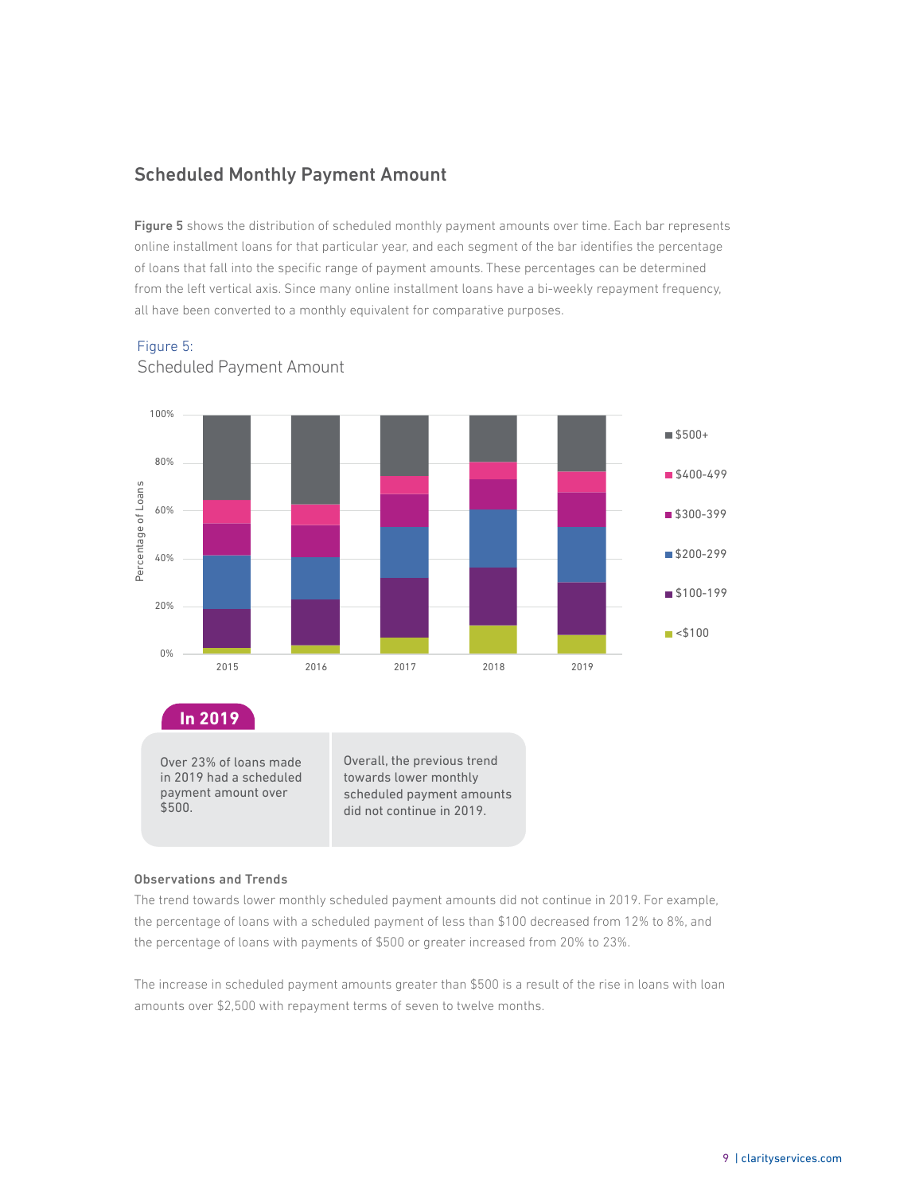## Scheduled Monthly Payment Amount

**Figure 5** shows the distribution of scheduled monthly payment amounts over time. Each bar represents online installment loans for that particular year, and each segment of the bar identifies the percentage of loans that fall into the specific range of payment amounts. These percentages can be determined from the left vertical axis. Since many online installment loans have a bi-weekly repayment frequency, all have been converted to a monthly equivalent for comparative purposes.

Figure 5:
Scheduled Payment Amount

**In 2019**

Over 23% of loans made in 2019 had a scheduled payment amount over $500.

Overall, the previous trend towards lower monthly scheduled payment amounts did not continue in 2019.

**Observations and Trends**

The trend towards lower monthly scheduled payment amounts did not continue in 2019. For example, the percentage of loans with a scheduled payment of less than $100 decreased from 12% to 8%, and the percentage of loans with payments of $500 or greater increased from 20% to 23%.

The increase in scheduled payment amounts greater than $500 is a result of the rise in loans with loan amounts over $2,500 with repayment terms of seven to twelve months.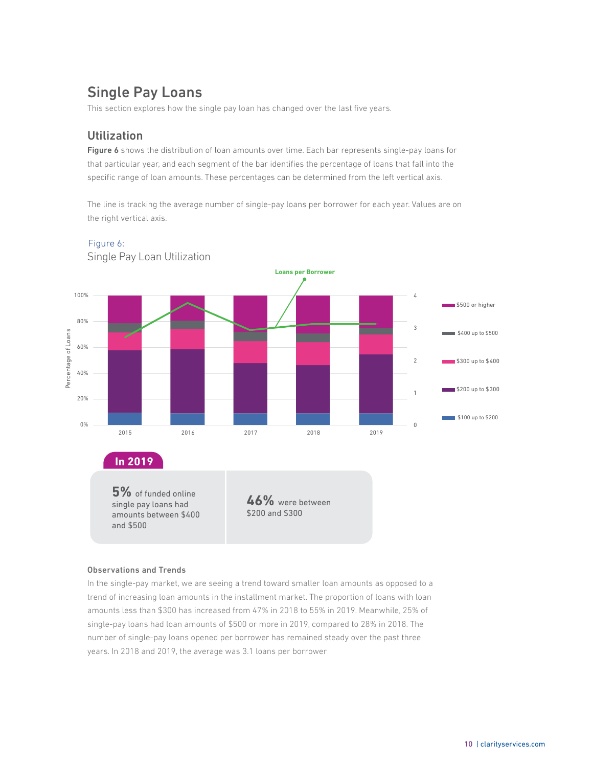## Single Pay Loans

This section explores how the single pay loan has changed over the last five years.

### Utilization

**Figure 6** shows the distribution of loan amounts over time. Each bar represents single-pay loans for that particular year, and each segment of the bar identifies the percentage of loans that fall into the specific range of loan amounts. These percentages can be determined from the left vertical axis.

The line is tracking the average number of single-pay loans per borrower for each year. Values are on the right vertical axis.

Figure 6:
Single Pay Loan Utilization

**In 2019**

**5%** of funded online single pay loans had amounts between $400 and $500

**46%** were between $200 and $300

#### Observations and Trends

In the single-pay market, we are seeing a trend toward smaller loan amounts as opposed to a trend of increasing loan amounts in the installment market. The proportion of loans with loan amounts less than $300 has increased from 47% in 2018 to 55% in 2019. Meanwhile, 25% of single-pay loans had loan amounts of $500 or more in 2019, compared to 28% in 2018. The number of single-pay loans opened per borrower has remained steady over the past three years. In 2018 and 2019, the average was 3.1 loans per borrower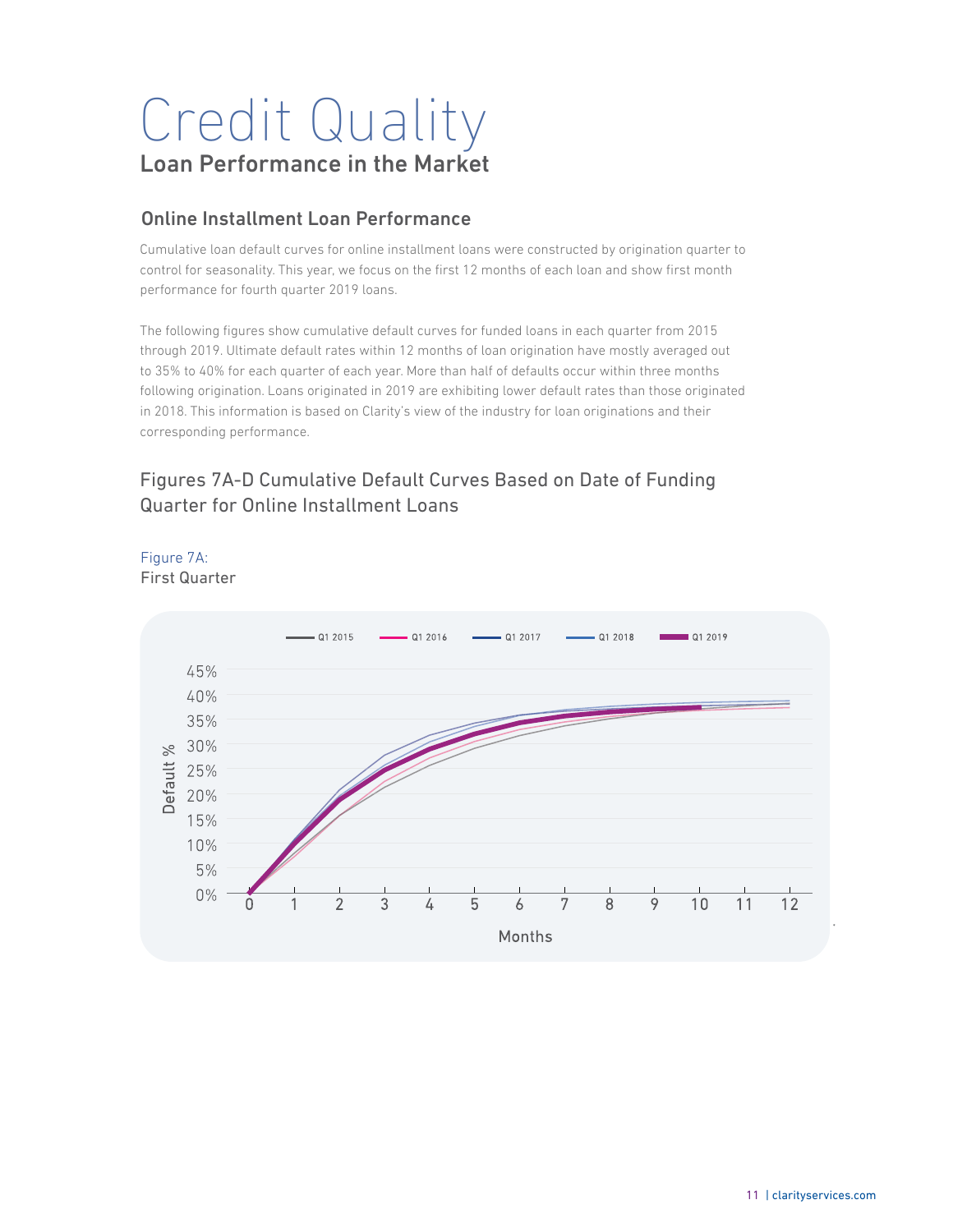# Credit Quality

## Loan Performance in the Market

### Online Installment Loan Performance

Cumulative loan default curves for online installment loans were constructed by origination quarter to control for seasonality. This year, we focus on the first 12 months of each loan and show first month performance for fourth quarter 2019 loans.

The following figures show cumulative default curves for funded loans in each quarter from 2015 through 2019. Ultimate default rates within 12 months of loan origination have mostly averaged out to 35% to 40% for each quarter of each year. More than half of defaults occur within three months following origination. Loans originated in 2019 are exhibiting lower default rates than those originated in 2018. This information is based on Clarity's view of the industry for loan originations and their corresponding performance.

### Figures 7A-D Cumulative Default Curves Based on Date of Funding Quarter for Online Installment Loans

Figure 7A:
First Quarter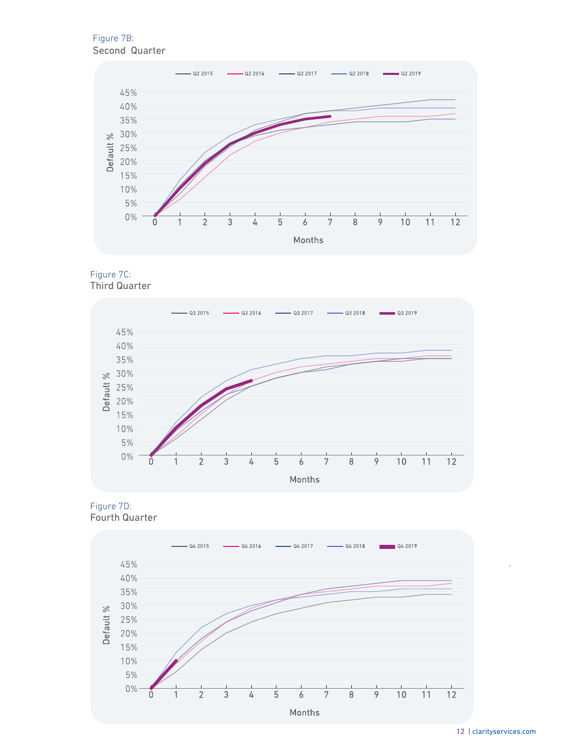Figure 7B:
Second Quarter

Figure 7C:
Third Quarter

Figure 7D:
Fourth Quarter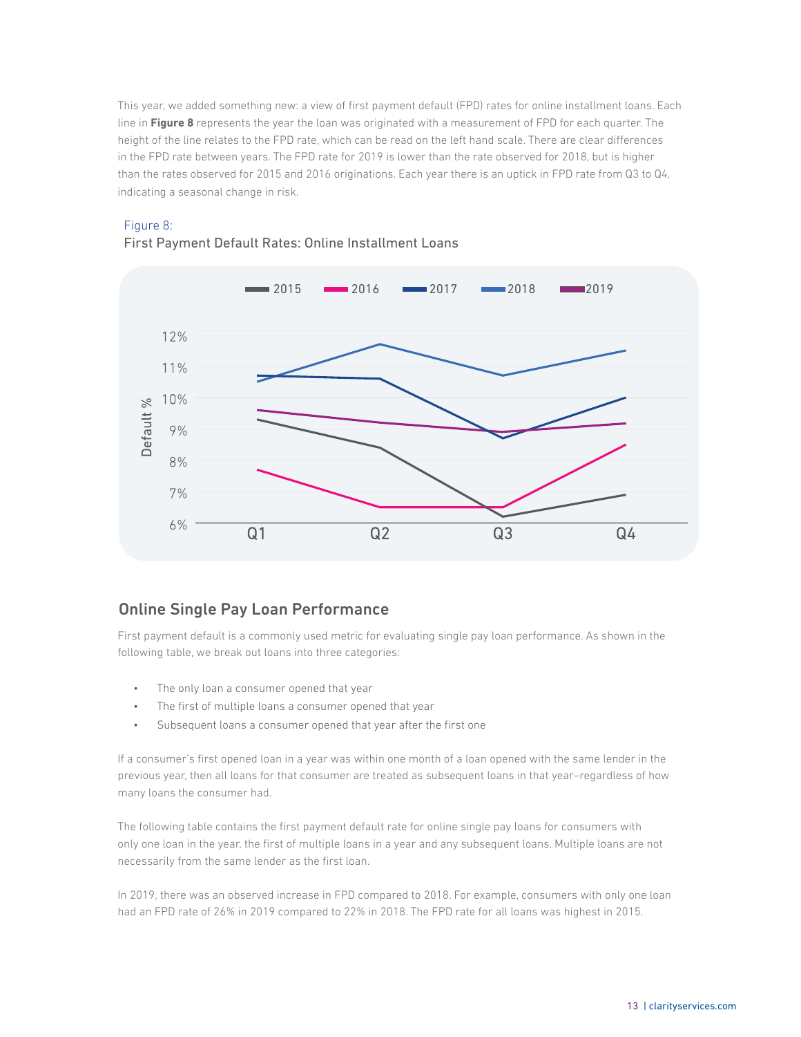This year, we added something new: a view of first payment default (FPD) rates for online installment loans. Each line in **Figure 8** represents the year the loan was originated with a measurement of FPD for each quarter. The height of the line relates to the FPD rate, which can be read on the left hand scale. There are clear differences in the FPD rate between years. The FPD rate for 2019 is lower than the rate observed for 2018, but is higher than the rates observed for 2015 and 2016 originations. Each year there is an uptick in FPD rate from Q3 to Q4, indicating a seasonal change in risk.

Figure 8:
First Payment Default Rates: Online Installment Loans

## Online Single Pay Loan Performance

First payment default is a commonly used metric for evaluating single pay loan performance. As shown in the following table, we break out loans into three categories:

- The only loan a consumer opened that year
- The first of multiple loans a consumer opened that year
- Subsequent loans a consumer opened that year after the first one

If a consumer's first opened loan in a year was within one month of a loan opened with the same lender in the previous year, then all loans for that consumer are treated as subsequent loans in that year–regardless of how many loans the consumer had.

The following table contains the first payment default rate for online single pay loans for consumers with only one loan in the year, the first of multiple loans in a year and any subsequent loans. Multiple loans are not necessarily from the same lender as the first loan.

In 2019, there was an observed increase in FPD compared to 2018. For example, consumers with only one loan had an FPD rate of 26% in 2019 compared to 22% in 2018. The FPD rate for all loans was highest in 2015.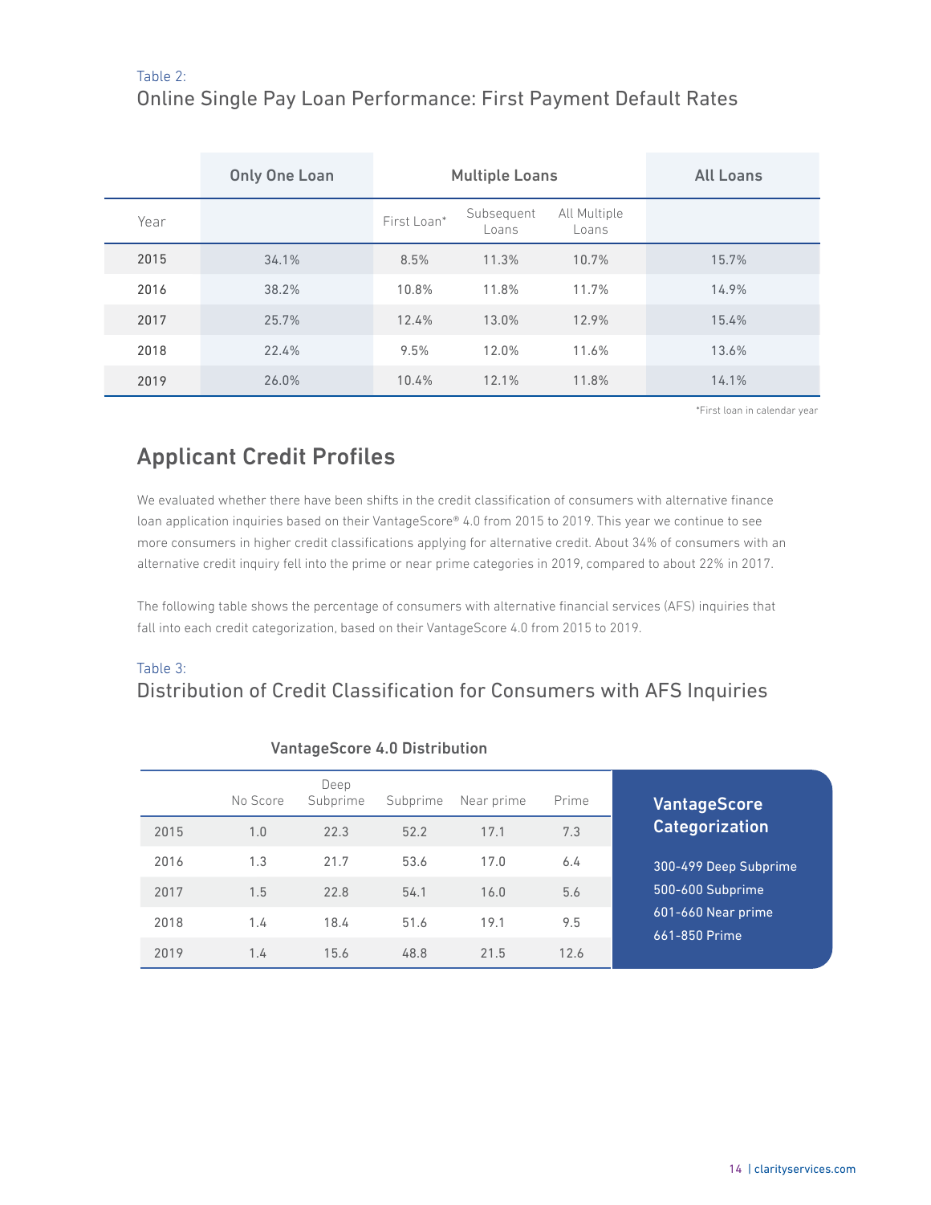Table 2:
### Online Single Pay Loan Performance: First Payment Default Rates

| | Only One Loan | Multiple Loans | | | All Loans |
|---|---|---|---|---|---|
| Year | | First Loan* | Subsequent Loans | All Multiple Loans | |
| 2015 | 34.1% | 8.5% | 11.3% | 10.7% | 15.7% |
| 2016 | 38.2% | 10.8% | 11.8% | 11.7% | 14.9% |
| 2017 | 25.7% | 12.4% | 13.0% | 12.9% | 15.4% |
| 2018 | 22.4% | 9.5% | 12.0% | 11.6% | 13.6% |
| 2019 | 26.0% | 10.4% | 12.1% | 11.8% | 14.1% |

*First loan in calendar year

## Applicant Credit Profiles

We evaluated whether there have been shifts in the credit classification of consumers with alternative finance loan application inquiries based on their VantageScore® 4.0 from 2015 to 2019. This year we continue to see more consumers in higher credit classifications applying for alternative credit. About 34% of consumers with an alternative credit inquiry fell into the prime or near prime categories in 2019, compared to about 22% in 2017.

The following table shows the percentage of consumers with alternative financial services (AFS) inquiries that fall into each credit categorization, based on their VantageScore 4.0 from 2015 to 2019.

Table 3:
### Distribution of Credit Classification for Consumers with AFS Inquiries

**VantageScore 4.0 Distribution**

| | No Score | Deep Subprime | Subprime | Near prime | Prime |
|---|---|---|---|---|---|
| 2015 | 1.0 | 22.3 | 52.2 | 17.1 | 7.3 |
| 2016 | 1.3 | 21.7 | 53.6 | 17.0 | 6.4 |
| 2017 | 1.5 | 22.8 | 54.1 | 16.0 | 5.6 |
| 2018 | 1.4 | 18.4 | 51.6 | 19.1 | 9.5 |
| 2019 | 1.4 | 15.6 | 48.8 | 21.5 | 12.6 |

**VantageScore Categorization**

300-499 Deep Subprime
500-600 Subprime
601-660 Near prime
661-850 Prime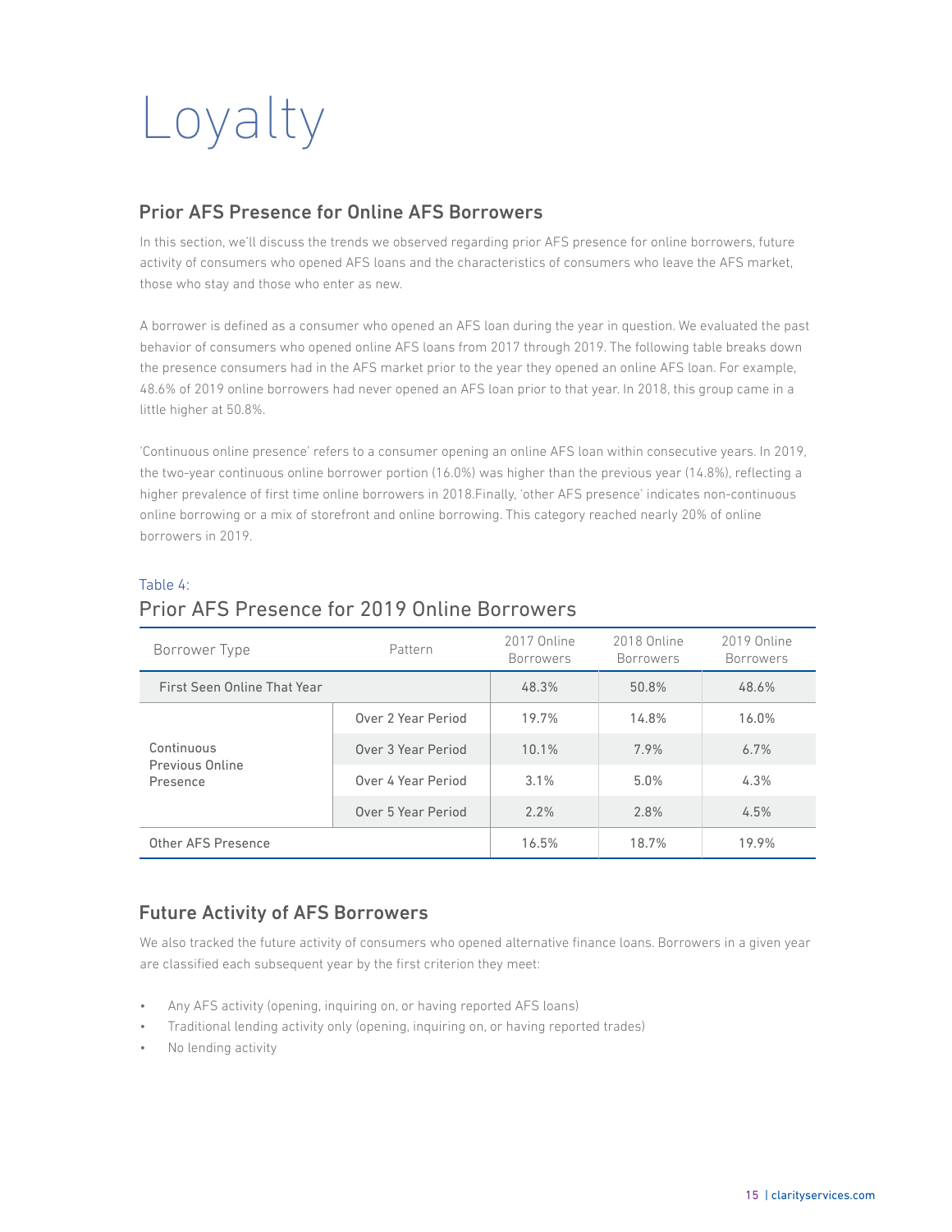# Loyalty

## Prior AFS Presence for Online AFS Borrowers

In this section, we'll discuss the trends we observed regarding prior AFS presence for online borrowers, future activity of consumers who opened AFS loans and the characteristics of consumers who leave the AFS market, those who stay and those who enter as new.

A borrower is defined as a consumer who opened an AFS loan during the year in question. We evaluated the past behavior of consumers who opened online AFS loans from 2017 through 2019. The following table breaks down the presence consumers had in the AFS market prior to the year they opened an online AFS loan. For example, 48.6% of 2019 online borrowers had never opened an AFS loan prior to that year. In 2018, this group came in a little higher at 50.8%.

'Continuous online presence' refers to a consumer opening an online AFS loan within consecutive years. In 2019, the two-year continuous online borrower portion (16.0%) was higher than the previous year (14.8%), reflecting a higher prevalence of first time online borrowers in 2018.Finally, 'other AFS presence' indicates non-continuous online borrowing or a mix of storefront and online borrowing. This category reached nearly 20% of online borrowers in 2019.

Table 4:
### Prior AFS Presence for 2019 Online Borrowers

| Borrower Type | Pattern | 2017 Online Borrowers | 2018 Online Borrowers | 2019 Online Borrowers |
|---|---|---|---|---|
| First Seen Online That Year | | 48.3% | 50.8% | 48.6% |
| Continuous Previous Online Presence | Over 2 Year Period | 19.7% | 14.8% | 16.0% |
| | Over 3 Year Period | 10.1% | 7.9% | 6.7% |
| | Over 4 Year Period | 3.1% | 5.0% | 4.3% |
| | Over 5 Year Period | 2.2% | 2.8% | 4.5% |
| Other AFS Presence | | 16.5% | 18.7% | 19.9% |

## Future Activity of AFS Borrowers

We also tracked the future activity of consumers who opened alternative finance loans. Borrowers in a given year are classified each subsequent year by the first criterion they meet:

- Any AFS activity (opening, inquiring on, or having reported AFS loans)
- Traditional lending activity only (opening, inquiring on, or having reported trades)
- No lending activity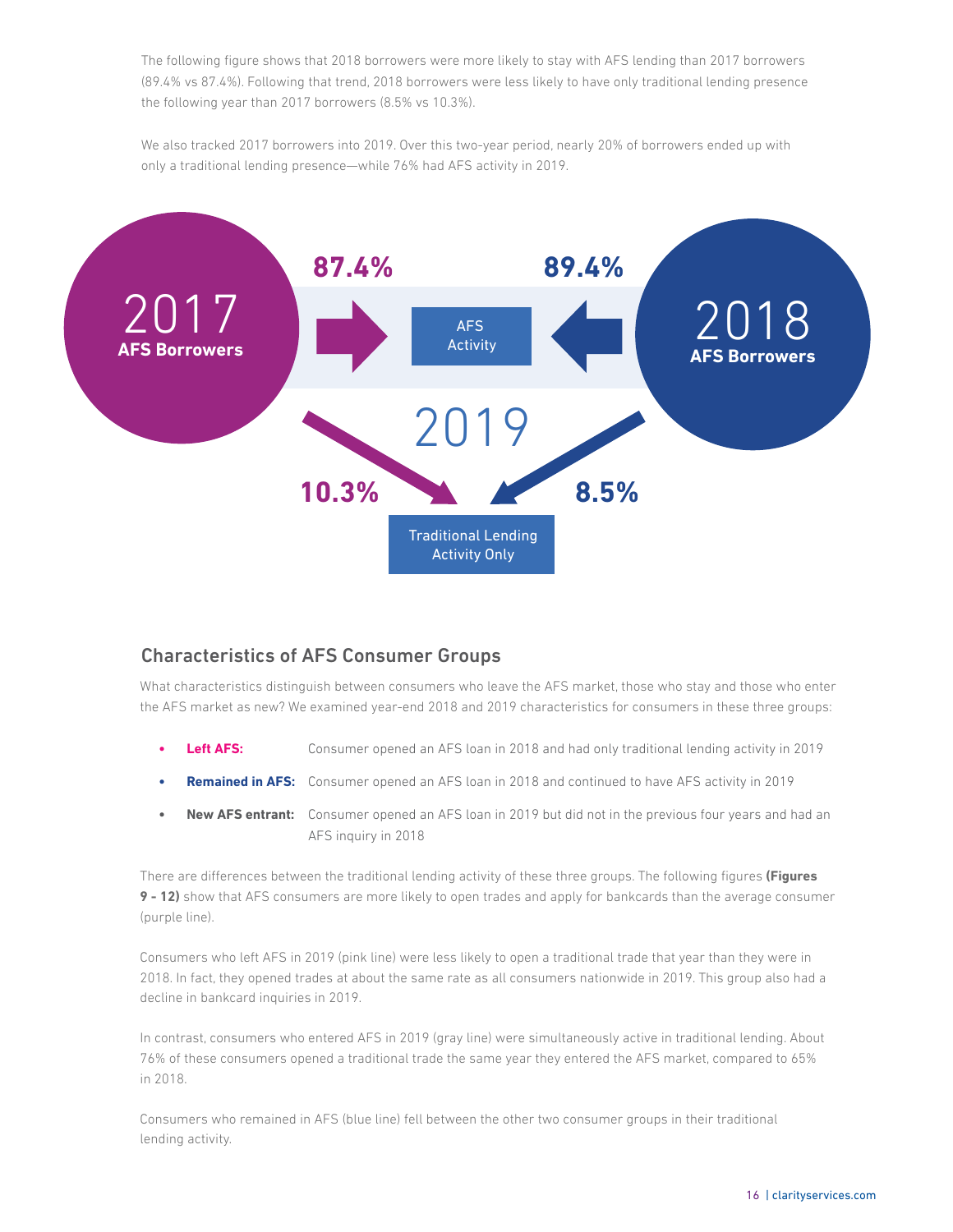The following figure shows that 2018 borrowers were more likely to stay with AFS lending than 2017 borrowers (89.4% vs 87.4%). Following that trend, 2018 borrowers were less likely to have only traditional lending presence the following year than 2017 borrowers (8.5% vs 10.3%).

We also tracked 2017 borrowers into 2019. Over this two-year period, nearly 20% of borrowers ended up with only a traditional lending presence—while 76% had AFS activity in 2019.

2017 **AFS Borrowers**

**87.4%**

AFS Activity

**89.4%**

2018 **AFS Borrowers**

2019

**10.3%**

**8.5%**

Traditional Lending Activity Only

## Characteristics of AFS Consumer Groups

What characteristics distinguish between consumers who leave the AFS market, those who stay and those who enter the AFS market as new? We examined year-end 2018 and 2019 characteristics for consumers in these three groups:

- **Left AFS:** Consumer opened an AFS loan in 2018 and had only traditional lending activity in 2019
- **Remained in AFS:** Consumer opened an AFS loan in 2018 and continued to have AFS activity in 2019
- **New AFS entrant:** Consumer opened an AFS loan in 2019 but did not in the previous four years and had an AFS inquiry in 2018

There are differences between the traditional lending activity of these three groups. The following figures **(Figures 9 - 12)** show that AFS consumers are more likely to open trades and apply for bankcards than the average consumer (purple line).

Consumers who left AFS in 2019 (pink line) were less likely to open a traditional trade that year than they were in 2018. In fact, they opened trades at about the same rate as all consumers nationwide in 2019. This group also had a decline in bankcard inquiries in 2019.

In contrast, consumers who entered AFS in 2019 (gray line) were simultaneously active in traditional lending. About 76% of these consumers opened a traditional trade the same year they entered the AFS market, compared to 65% in 2018.

Consumers who remained in AFS (blue line) fell between the other two consumer groups in their traditional lending activity.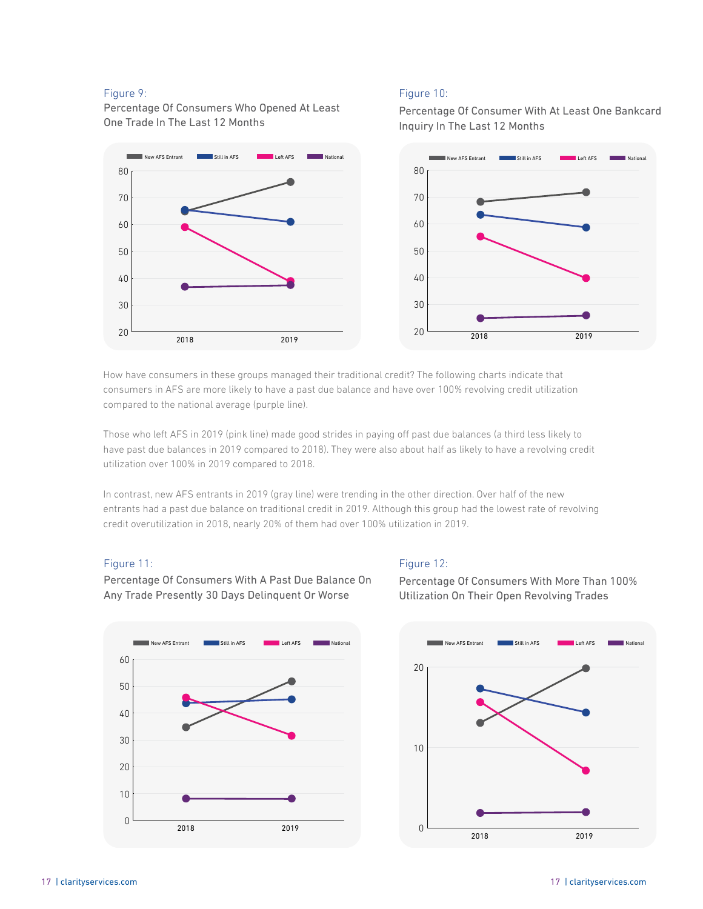Figure 9:

Percentage Of Consumers Who Opened At Least One Trade In The Last 12 Months

Figure 10:

Percentage Of Consumer With At Least One Bankcard Inquiry In The Last 12 Months

How have consumers in these groups managed their traditional credit? The following charts indicate that consumers in AFS are more likely to have a past due balance and have over 100% revolving credit utilization compared to the national average (purple line).

Those who left AFS in 2019 (pink line) made good strides in paying off past due balances (a third less likely to have past due balances in 2019 compared to 2018). They were also about half as likely to have a revolving credit utilization over 100% in 2019 compared to 2018.

In contrast, new AFS entrants in 2019 (gray line) were trending in the other direction. Over half of the new entrants had a past due balance on traditional credit in 2019. Although this group had the lowest rate of revolving credit overutilization in 2018, nearly 20% of them had over 100% utilization in 2019.

Figure 11:

Percentage Of Consumers With A Past Due Balance On Any Trade Presently 30 Days Delinquent Or Worse

Figure 12:

Percentage Of Consumers With More Than 100% Utilization On Their Open Revolving Trades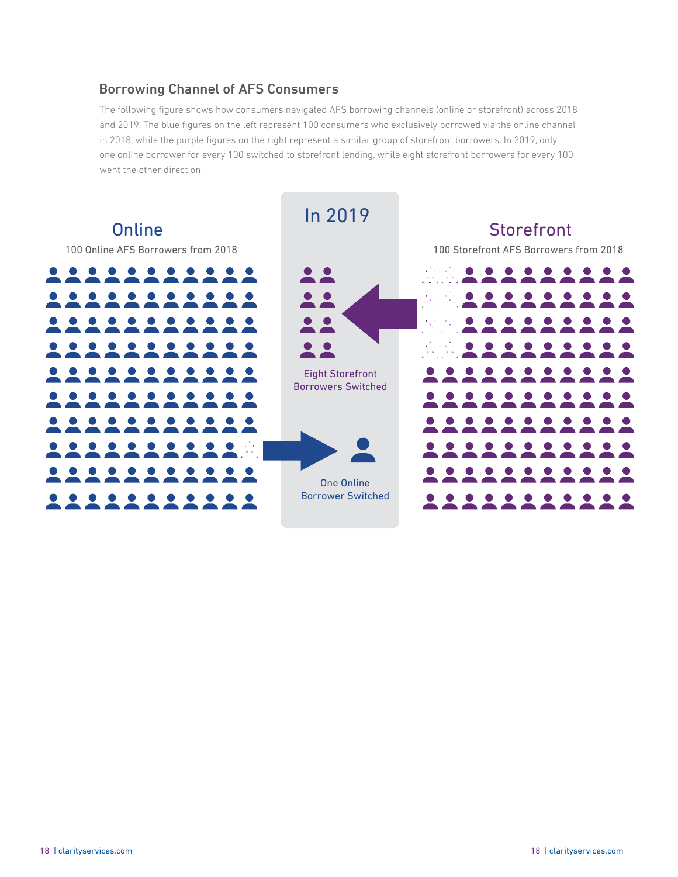## Borrowing Channel of AFS Consumers

The following figure shows how consumers navigated AFS borrowing channels (online or storefront) across 2018 and 2019. The blue figures on the left represent 100 consumers who exclusively borrowed via the online channel in 2018, while the purple figures on the right represent a similar group of storefront borrowers. In 2019, only one online borrower for every 100 switched to storefront lending, while eight storefront borrowers for every 100 went the other direction.

Online

100 Online AFS Borrowers from 2018

In 2019

Eight Storefront Borrowers Switched

One Online Borrower Switched

Storefront

100 Storefront AFS Borrowers from 2018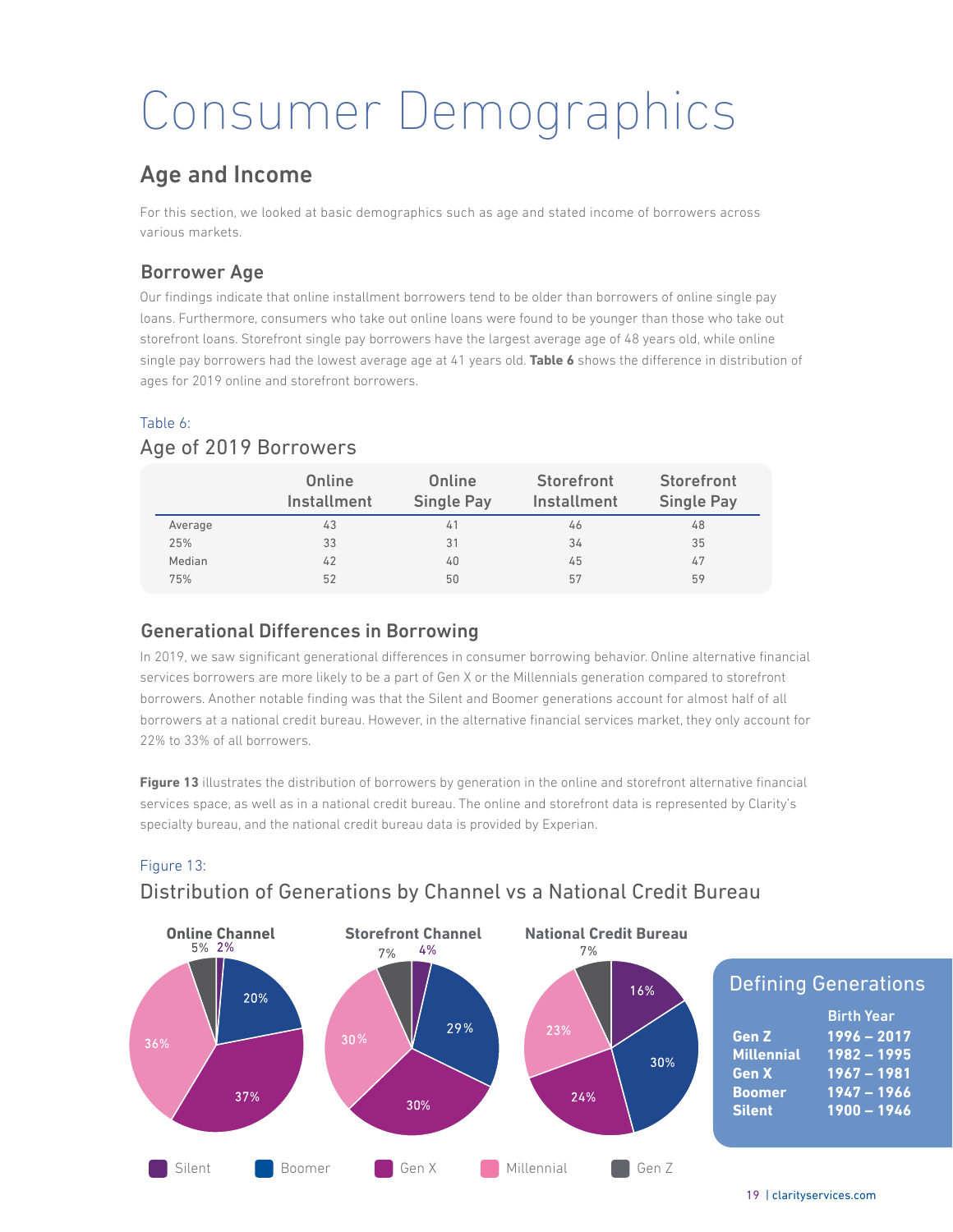# Consumer Demographics

## Age and Income

For this section, we looked at basic demographics such as age and stated income of borrowers across various markets.

### Borrower Age

Our findings indicate that online installment borrowers tend to be older than borrowers of online single pay loans. Furthermore, consumers who take out online loans were found to be younger than those who take out storefront loans. Storefront single pay borrowers have the largest average age of 48 years old, while online single pay borrowers had the lowest average age at 41 years old. **Table 6** shows the difference in distribution of ages for 2019 online and storefront borrowers.

Table 6:

Age of 2019 Borrowers

| | Online Installment | Online Single Pay | Storefront Installment | Storefront Single Pay |
|---|---|---|---|---|
| Average | 43 | 41 | 46 | 48 |
| 25% | 33 | 31 | 34 | 35 |
| Median | 42 | 40 | 45 | 47 |
| 75% | 52 | 50 | 57 | 59 |

### Generational Differences in Borrowing

In 2019, we saw significant generational differences in consumer borrowing behavior. Online alternative financial services borrowers are more likely to be a part of Gen X or the Millennials generation compared to storefront borrowers. Another notable finding was that the Silent and Boomer generations account for almost half of all borrowers at a national credit bureau. However, in the alternative financial services market, they only account for 22% to 33% of all borrowers.

**Figure 13** illustrates the distribution of borrowers by generation in the online and storefront alternative financial services space, as well as in a national credit bureau. The online and storefront data is represented by Clarity's specialty bureau, and the national credit bureau data is provided by Experian.

Figure 13:

Distribution of Generations by Channel vs a National Credit Bureau

| | Online Channel | Storefront Channel | National Credit Bureau |
|---|---|---|---|
| Silent | 2% | 4% | 16% |
| Boomer | 20% | 29% | 30% |
| Gen X | 37% | 30% | 24% |
| Millennial | 36% | 30% | 23% |
| Gen Z | 5% | 7% | 7% |

**Defining Generations**

| | Birth Year |
|---|---|
| **Gen Z** | **1996 – 2017** |
| **Millennial** | **1982 – 1995** |
| **Gen X** | **1967 – 1981** |
| **Boomer** | **1947 – 1966** |
| **Silent** | **1900 – 1946** |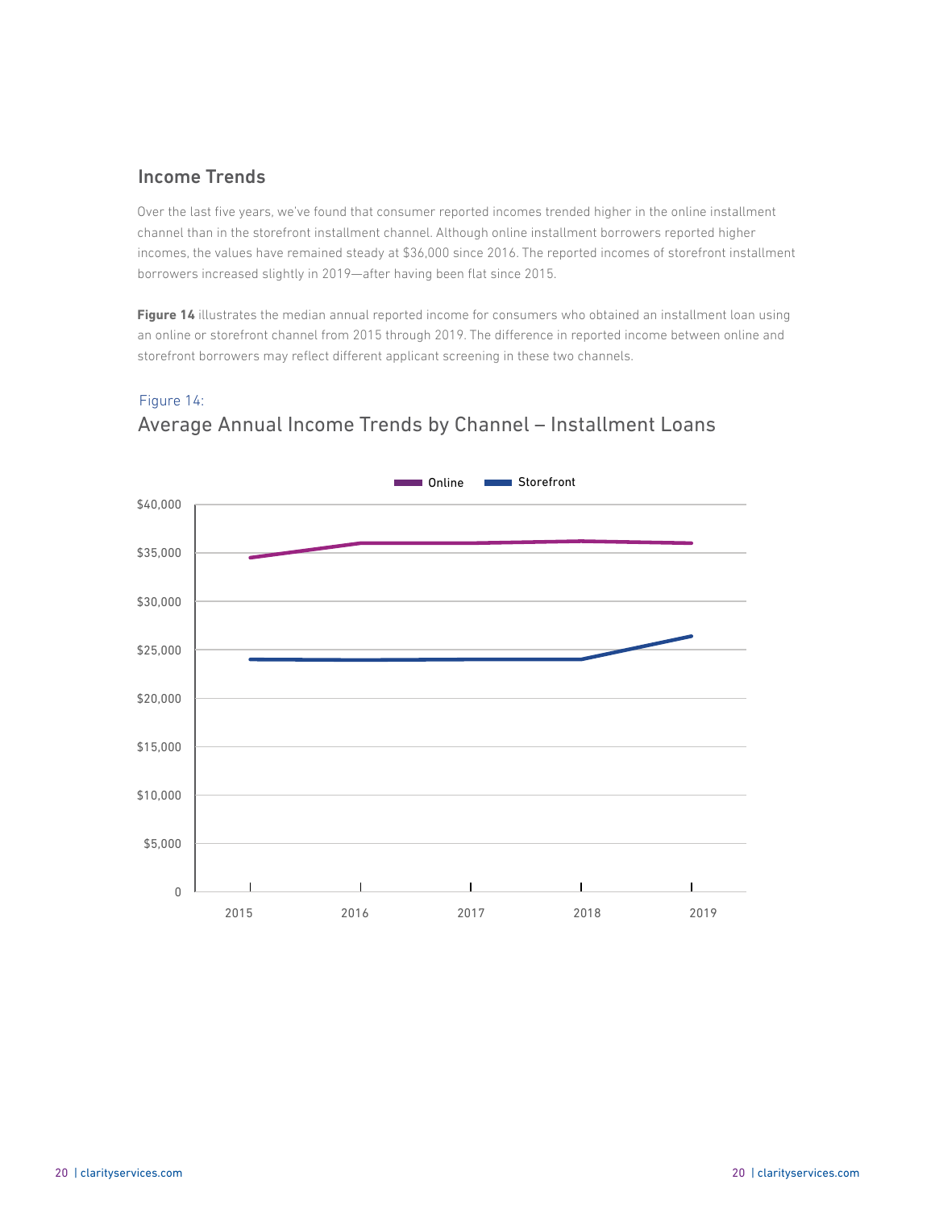## Income Trends

Over the last five years, we've found that consumer reported incomes trended higher in the online installment channel than in the storefront installment channel. Although online installment borrowers reported higher incomes, the values have remained steady at $36,000 since 2016. The reported incomes of storefront installment borrowers increased slightly in 2019—after having been flat since 2015.

**Figure 14** illustrates the median annual reported income for consumers who obtained an installment loan using an online or storefront channel from 2015 through 2019. The difference in reported income between online and storefront borrowers may reflect different applicant screening in these two channels.

Figure 14:

Average Annual Income Trends by Channel – Installment Loans

Online | Storefront

$40,000
$35,000
$30,000
$25,000
$20,000
$15,000
$10,000
$5,000
0

2015 2016 2017 2018 2019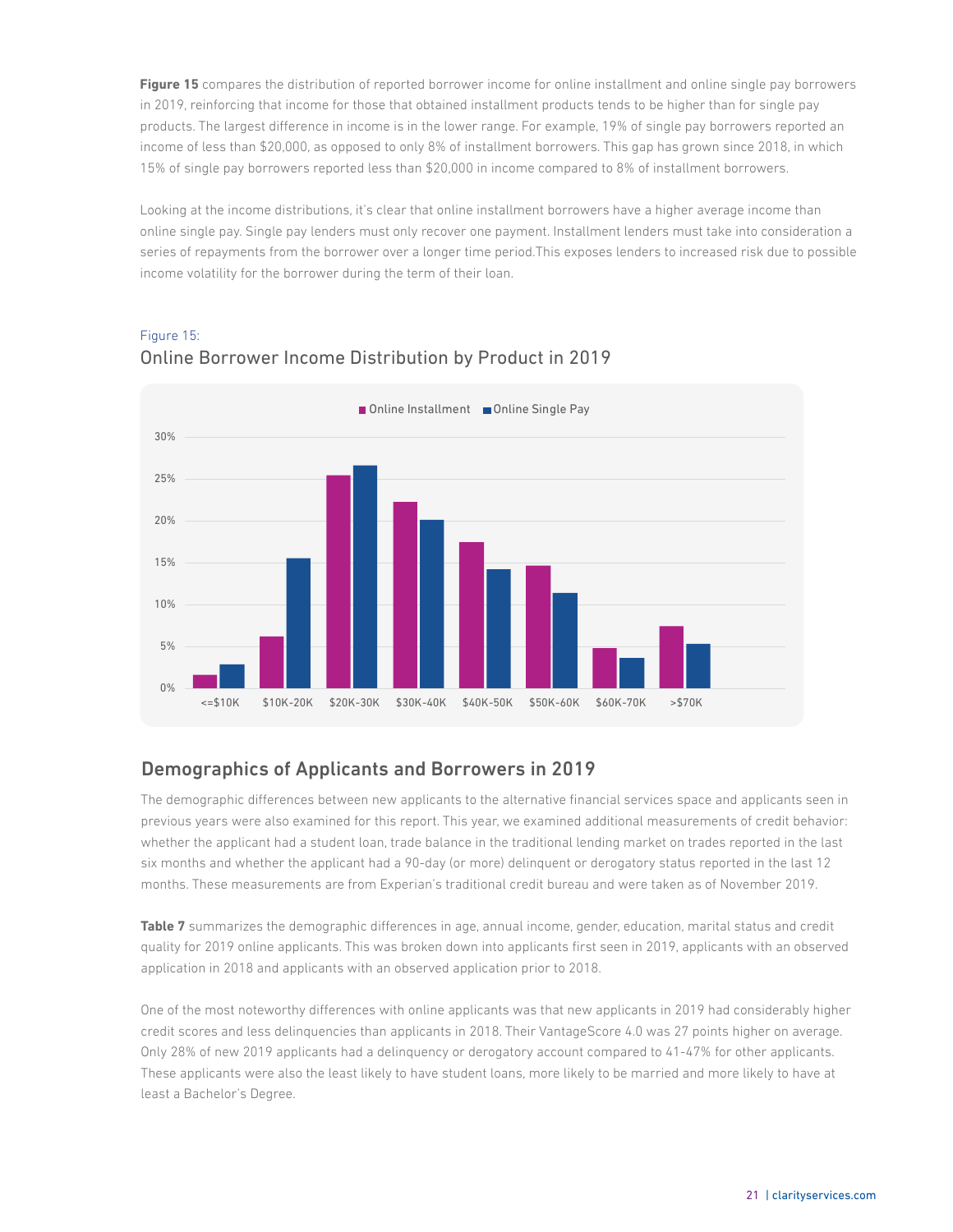**Figure 15** compares the distribution of reported borrower income for online installment and online single pay borrowers in 2019, reinforcing that income for those that obtained installment products tends to be higher than for single pay products. The largest difference in income is in the lower range. For example, 19% of single pay borrowers reported an income of less than $20,000, as opposed to only 8% of installment borrowers. This gap has grown since 2018, in which 15% of single pay borrowers reported less than $20,000 in income compared to 8% of installment borrowers.

Looking at the income distributions, it's clear that online installment borrowers have a higher average income than online single pay. Single pay lenders must only recover one payment. Installment lenders must take into consideration a series of repayments from the borrower over a longer time period.This exposes lenders to increased risk due to possible income volatility for the borrower during the term of their loan.

Figure 15:

## Online Borrower Income Distribution by Product in 2019

## Demographics of Applicants and Borrowers in 2019

The demographic differences between new applicants to the alternative financial services space and applicants seen in previous years were also examined for this report. This year, we examined additional measurements of credit behavior: whether the applicant had a student loan, trade balance in the traditional lending market on trades reported in the last six months and whether the applicant had a 90-day (or more) delinquent or derogatory status reported in the last 12 months. These measurements are from Experian's traditional credit bureau and were taken as of November 2019.

**Table 7** summarizes the demographic differences in age, annual income, gender, education, marital status and credit quality for 2019 online applicants. This was broken down into applicants first seen in 2019, applicants with an observed application in 2018 and applicants with an observed application prior to 2018.

One of the most noteworthy differences with online applicants was that new applicants in 2019 had considerably higher credit scores and less delinquencies than applicants in 2018. Their VantageScore 4.0 was 27 points higher on average. Only 28% of new 2019 applicants had a delinquency or derogatory account compared to 41-47% for other applicants. These applicants were also the least likely to have student loans, more likely to be married and more likely to have at least a Bachelor's Degree.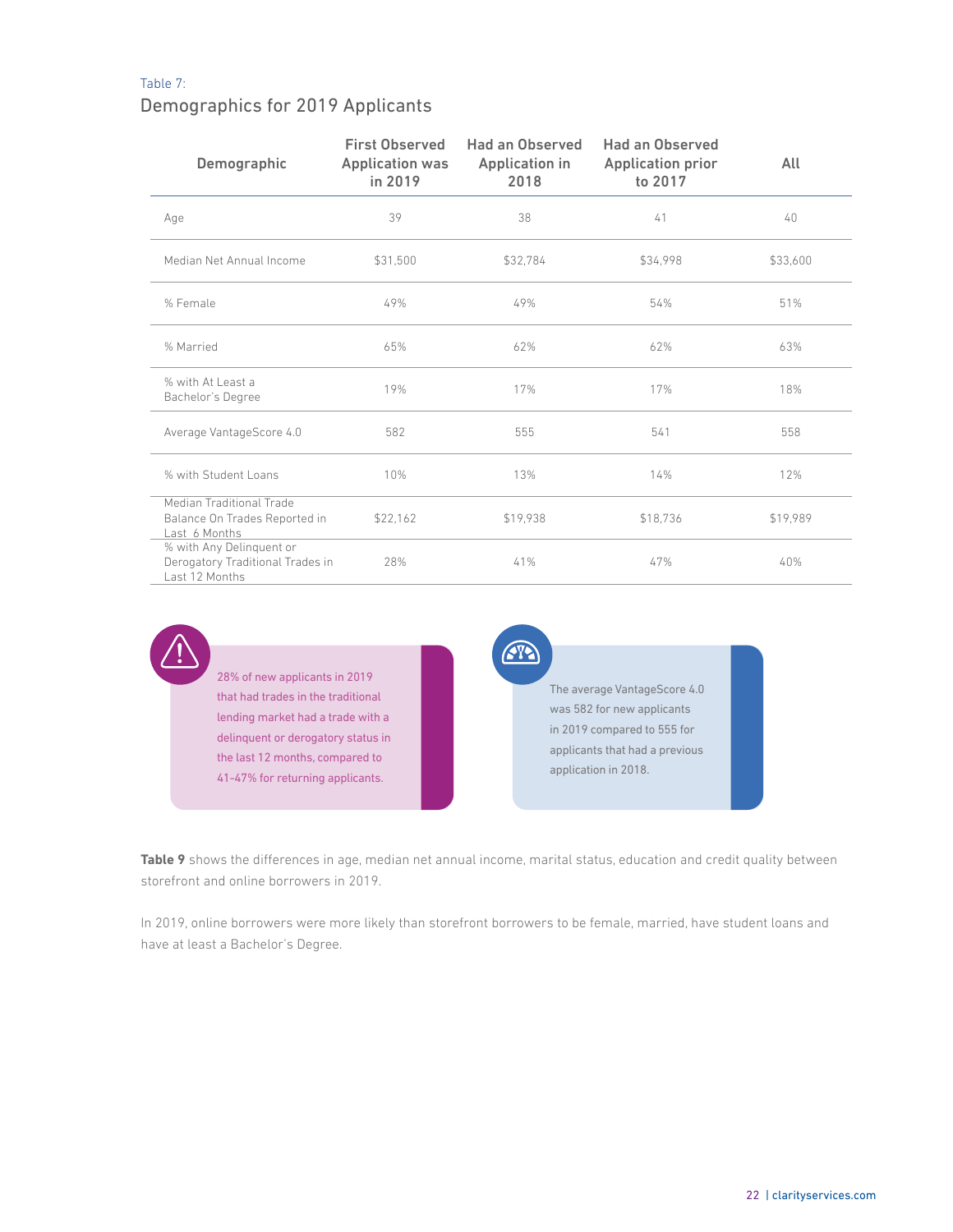Table 7:

## Demographics for 2019 Applicants

| Demographic | First Observed Application was in 2019 | Had an Observed Application in 2018 | Had an Observed Application prior to 2017 | All |
|---|---|---|---|---|
| Age | 39 | 38 | 41 | 40 |
| Median Net Annual Income | $31,500 | $32,784 | $34,998 | $33,600 |
| % Female | 49% | 49% | 54% | 51% |
| % Married | 65% | 62% | 62% | 63% |
| % with At Least a Bachelor's Degree | 19% | 17% | 17% | 18% |
| Average VantageScore 4.0 | 582 | 555 | 541 | 558 |
| % with Student Loans | 10% | 13% | 14% | 12% |
| Median Traditional Trade Balance On Trades Reported in Last 6 Months | $22,162 | $19,938 | $18,736 | $19,989 |
| % with Any Delinquent or Derogatory Traditional Trades in Last 12 Months | 28% | 41% | 47% | 40% |

28% of new applicants in 2019 that had trades in the traditional lending market had a trade with a delinquent or derogatory status in the last 12 months, compared to 41-47% for returning applicants.

The average VantageScore 4.0 was 582 for new applicants in 2019 compared to 555 for applicants that had a previous application in 2018.

**Table 9** shows the differences in age, median net annual income, marital status, education and credit quality between storefront and online borrowers in 2019.

In 2019, online borrowers were more likely than storefront borrowers to be female, married, have student loans and have at least a Bachelor's Degree.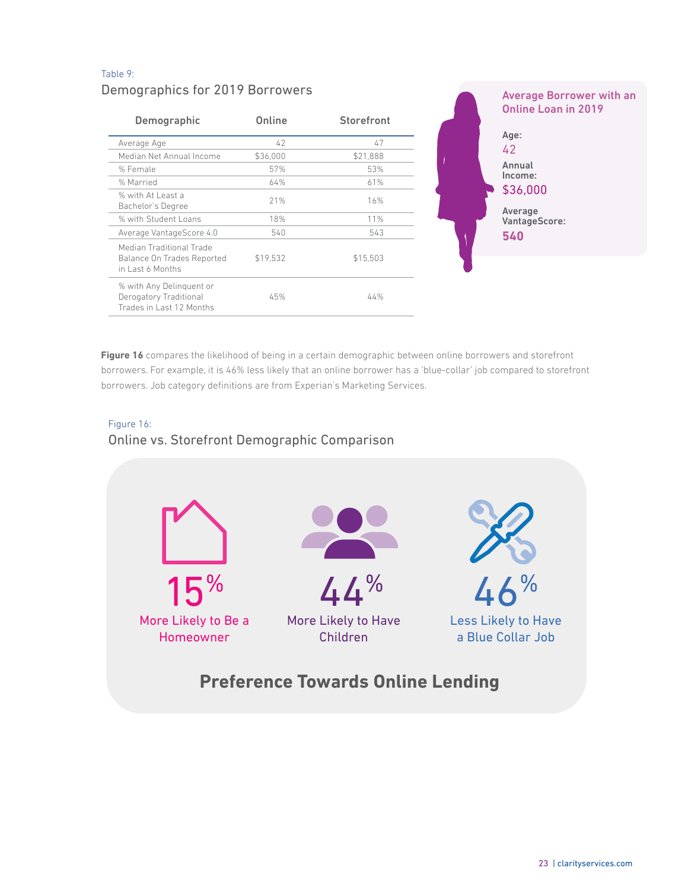Table 9:

Demographics for 2019 Borrowers

| Demographic | Online | Storefront |
|---|---|---|
| Average Age | 42 | 47 |
| Median Net Annual Income | $36,000 | $21,888 |
| % Female | 57% | 53% |
| % Married | 64% | 61% |
| % with At Least a Bachelor's Degree | 21% | 16% |
| % with Student Loans | 18% | 11% |
| Average VantageScore 4.0 | 540 | 543 |
| Median Traditional Trade Balance On Trades Reported in Last 6 Months | $19,532 | $15,503 |
| % with Any Delinquent or Derogatory Traditional Trades in Last 12 Months | 45% | 44% |

**Average Borrower with an Online Loan in 2019**

**Age:** 42

**Annual Income:** $36,000

**Average VantageScore:** 540

**Figure 16** compares the likelihood of being in a certain demographic between online borrowers and storefront borrowers. For example, it is 46% less likely that an online borrower has a 'blue-collar' job compared to storefront borrowers. Job category definitions are from Experian's Marketing Services.

Figure 16:

Online vs. Storefront Demographic Comparison

15% More Likely to Be a Homeowner

44% More Likely to Have Children

46% Less Likely to Have a Blue Collar Job

**Preference Towards Online Lending**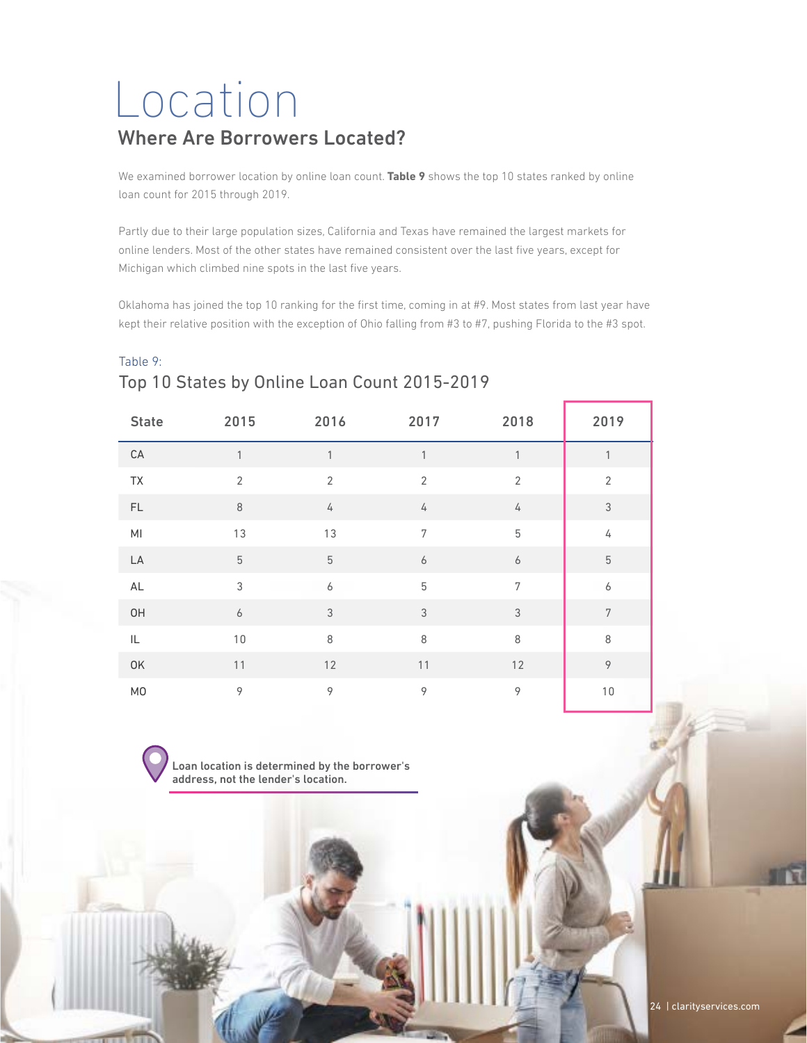# Location

## Where Are Borrowers Located?

We examined borrower location by online loan count. **Table 9** shows the top 10 states ranked by online loan count for 2015 through 2019.

Partly due to their large population sizes, California and Texas have remained the largest markets for online lenders. Most of the other states have remained consistent over the last five years, except for Michigan which climbed nine spots in the last five years.

Oklahoma has joined the top 10 ranking for the first time, coming in at #9. Most states from last year have kept their relative position with the exception of Ohio falling from #3 to #7, pushing Florida to the #3 spot.

Table 9:

### Top 10 States by Online Loan Count 2015-2019

| State | 2015 | 2016 | 2017 | 2018 | 2019 |
|---|---|---|---|---|---|
| CA | 1 | 1 | 1 | 1 | 1 |
| TX | 2 | 2 | 2 | 2 | 2 |
| FL | 8 | 4 | 4 | 4 | 3 |
| MI | 13 | 13 | 7 | 5 | 4 |
| LA | 5 | 5 | 6 | 6 | 5 |
| AL | 3 | 6 | 5 | 7 | 6 |
| OH | 6 | 3 | 3 | 3 | 7 |
| IL | 10 | 8 | 8 | 8 | 8 |
| OK | 11 | 12 | 11 | 12 | 9 |
| MO | 9 | 9 | 9 | 9 | 10 |

**Loan location is determined by the borrower's address, not the lender's location.**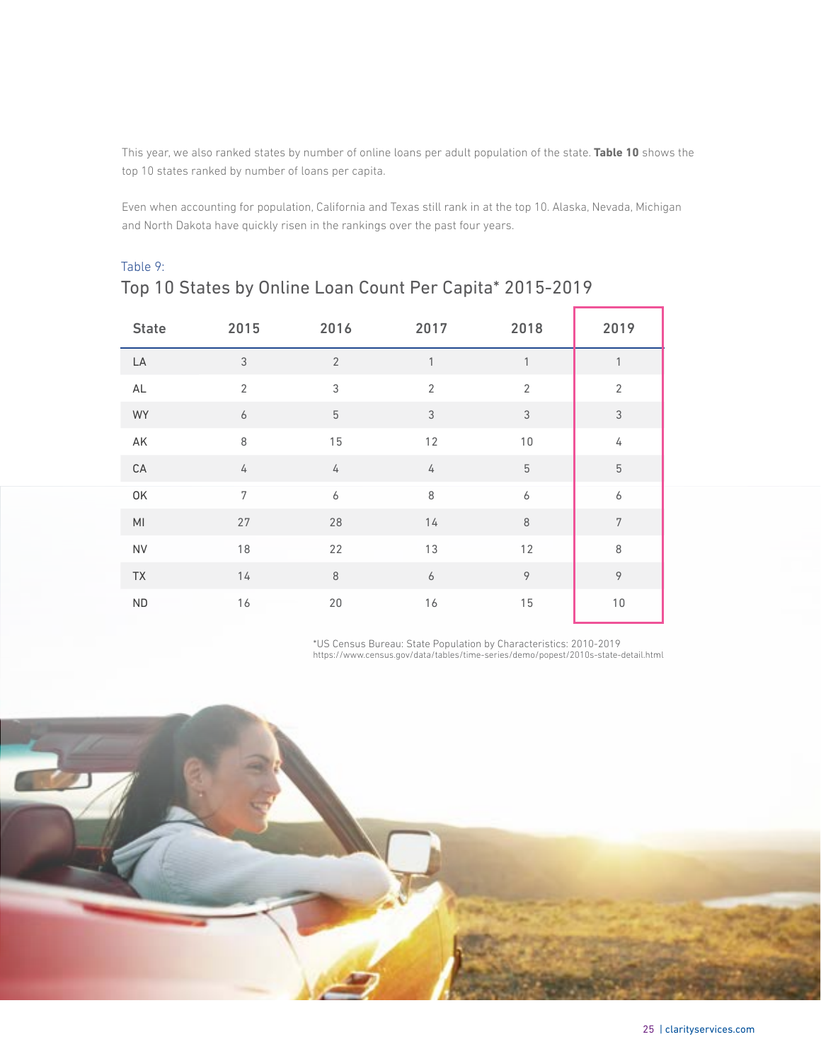This year, we also ranked states by number of online loans per adult population of the state. **Table 10** shows the top 10 states ranked by number of loans per capita.

Even when accounting for population, California and Texas still rank in at the top 10. Alaska, Nevada, Michigan and North Dakota have quickly risen in the rankings over the past four years.

Table 9:

## Top 10 States by Online Loan Count Per Capita* 2015-2019

| State | 2015 | 2016 | 2017 | 2018 | 2019 |
|---|---|---|---|---|---|
| LA | 3 | 2 | 1 | 1 | 1 |
| AL | 2 | 3 | 2 | 2 | 2 |
| WY | 6 | 5 | 3 | 3 | 3 |
| AK | 8 | 15 | 12 | 10 | 4 |
| CA | 4 | 4 | 4 | 5 | 5 |
| OK | 7 | 6 | 8 | 6 | 6 |
| MI | 27 | 28 | 14 | 8 | 7 |
| NV | 18 | 22 | 13 | 12 | 8 |
| TX | 14 | 8 | 6 | 9 | 9 |
| ND | 16 | 20 | 16 | 15 | 10 |

*US Census Bureau: State Population by Characteristics: 2010-2019
https://www.census.gov/data/tables/time-series/demo/popest/2010s-state-detail.html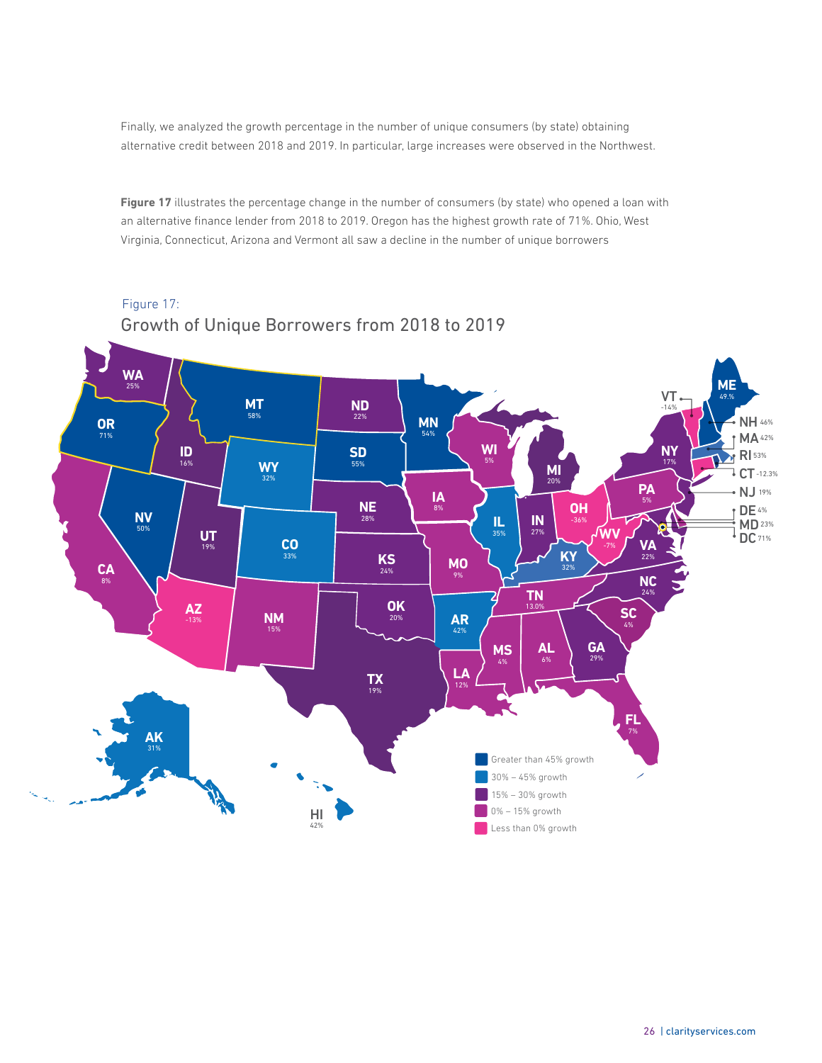Finally, we analyzed the growth percentage in the number of unique consumers (by state) obtaining alternative credit between 2018 and 2019. In particular, large increases were observed in the Northwest.

**Figure 17** illustrates the percentage change in the number of consumers (by state) who opened a loan with an alternative finance lender from 2018 to 2019. Oregon has the highest growth rate of 71%. Ohio, West Virginia, Connecticut, Arizona and Vermont all saw a decline in the number of unique borrowers

Figure 17:

Growth of Unique Borrowers from 2018 to 2019

| State | Growth |
|---|---|
| WA | 25% |
| OR | 71% |
| CA | 8% |
| NV | 50% |
| ID | 16% |
| MT | 58% |
| WY | 32% |
| UT | 19% |
| AZ | -13% |
| CO | 33% |
| NM | 15% |
| ND | 22% |
| SD | 55% |
| NE | 28% |
| KS | 24% |
| OK | 20% |
| TX | 19% |
| MN | 54% |
| IA | 8% |
| MO | 9% |
| AR | 42% |
| LA | 12% |
| WI | 5% |
| IL | 35% |
| MI | 20% |
| IN | 27% |
| OH | -36% |
| KY | 32% |
| TN | 13.0% |
| MS | 4% |
| AL | 6% |
| GA | 29% |
| FL | 7% |
| SC | 4% |
| NC | 24% |
| VA | 22% |
| WV | -7% |
| PA | 5% |
| NY | 17% |
| VT | -14% |
| ME | 49.% |
| NH | 46% |
| MA | 42% |
| RI | 53% |
| CT | -12.3% |
| NJ | 19% |
| DE | 4% |
| MD | 23% |
| DC | 71% |
| AK | 31% |
| HI | 42% |

Legend:
- Greater than 45% growth
- 30% – 45% growth
- 15% – 30% growth
- 0% – 15% growth
- Less than 0% growth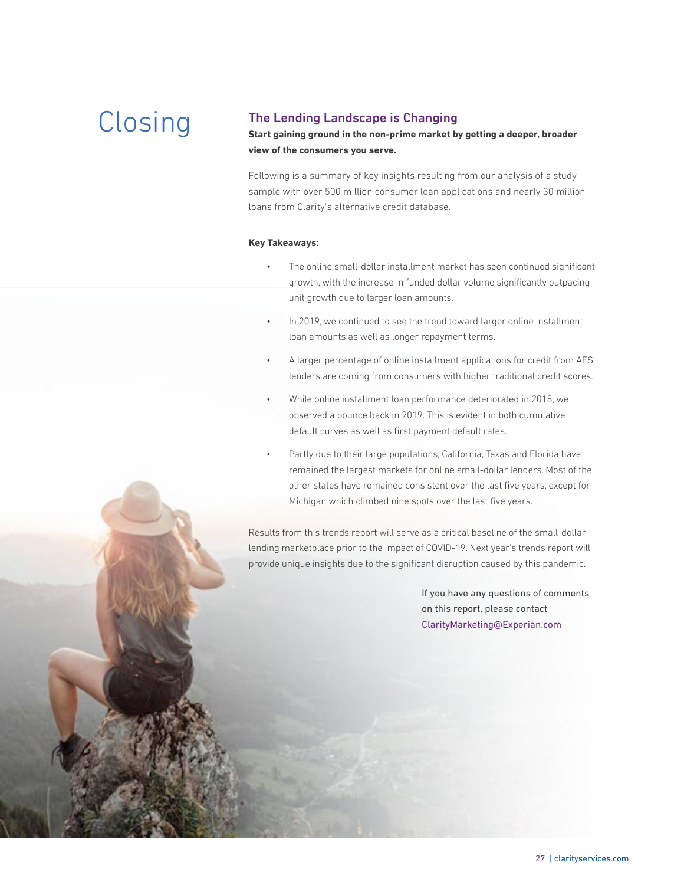# Closing

## The Lending Landscape is Changing

**Start gaining ground in the non-prime market by getting a deeper, broader view of the consumers you serve.**

Following is a summary of key insights resulting from our analysis of a study sample with over 500 million consumer loan applications and nearly 30 million loans from Clarity's alternative credit database.

**Key Takeaways:**

- The online small-dollar installment market has seen continued significant growth, with the increase in funded dollar volume significantly outpacing unit growth due to larger loan amounts.
- In 2019, we continued to see the trend toward larger online installment loan amounts as well as longer repayment terms.
- A larger percentage of online installment applications for credit from AFS lenders are coming from consumers with higher traditional credit scores.
- While online installment loan performance deteriorated in 2018, we observed a bounce back in 2019. This is evident in both cumulative default curves as well as first payment default rates.
- Partly due to their large populations, California, Texas and Florida have remained the largest markets for online small-dollar lenders. Most of the other states have remained consistent over the last five years, except for Michigan which climbed nine spots over the last five years.

Results from this trends report will serve as a critical baseline of the small-dollar lending marketplace prior to the impact of COVID-19. Next year's trends report will provide unique insights due to the significant disruption caused by this pandemic.

If you have any questions of comments on this report, please contact ClarityMarketing@Experian.com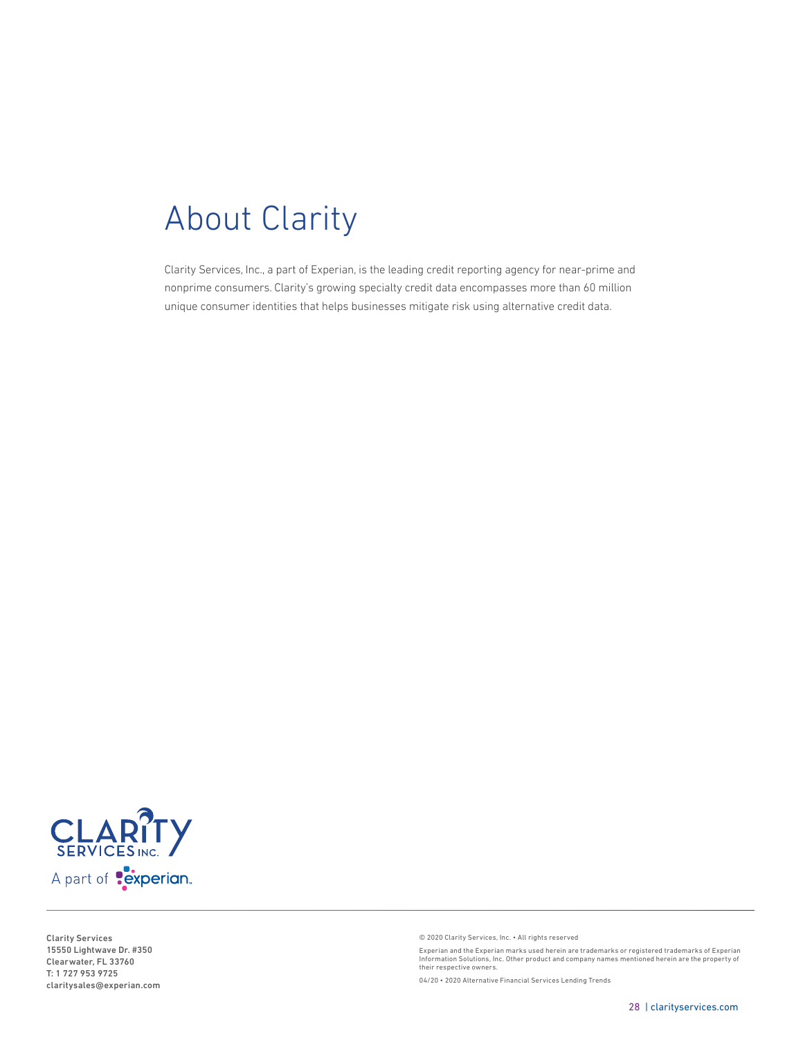# About Clarity

Clarity Services, Inc., a part of Experian, is the leading credit reporting agency for near-prime and nonprime consumers. Clarity's growing specialty credit data encompasses more than 60 million unique consumer identities that helps businesses mitigate risk using alternative credit data.

CLARITY SERVICES INC.
A part of experian.

Clarity Services
15550 Lightwave Dr. #350
Clearwater, FL 33760
T: 1 727 953 9725
claritysales@experian.com

© 2020 Clarity Services, Inc. • All rights reserved

Experian and the Experian marks used herein are trademarks or registered trademarks of Experian Information Solutions, Inc. Other product and company names mentioned herein are the property of their respective owners.

04/20 • 2020 Alternative Financial Services Lending Trends